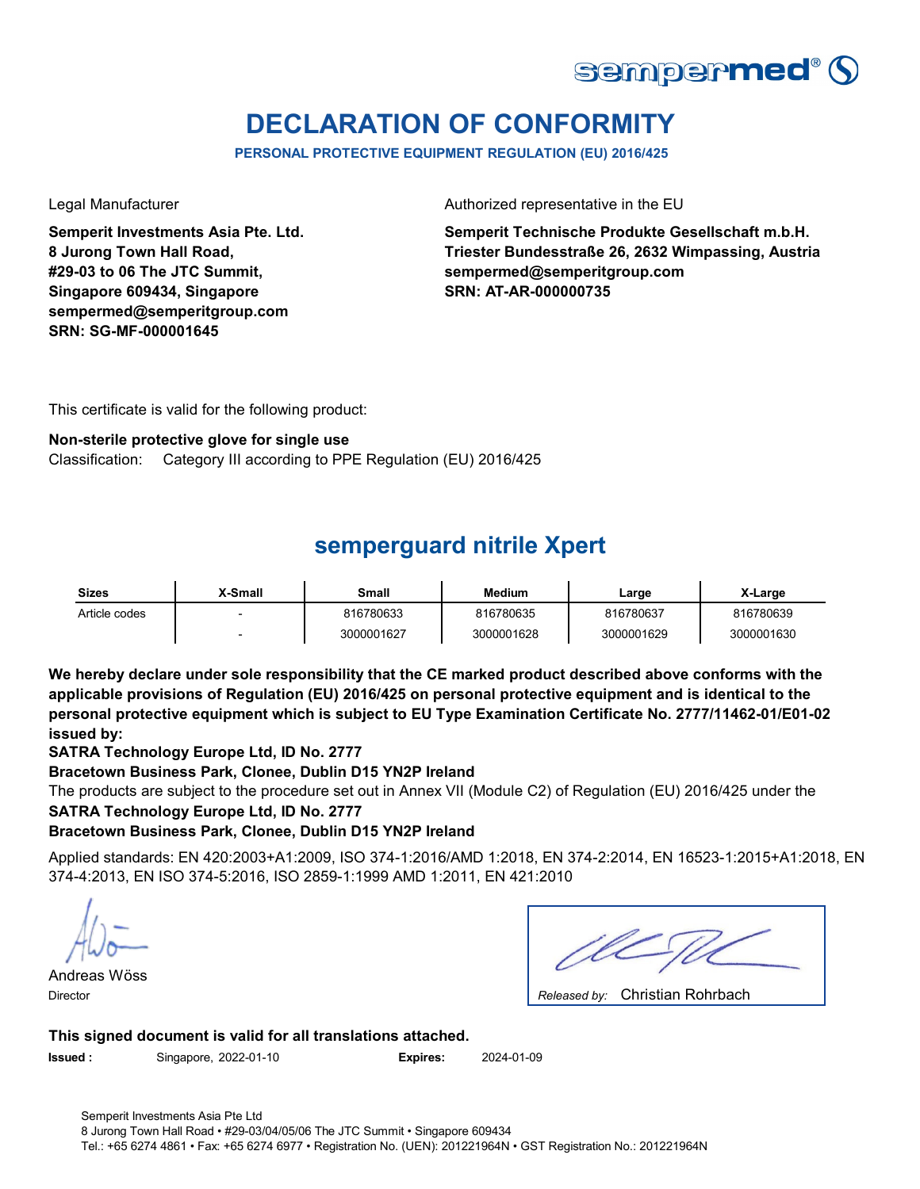sempermed®

# DECLARATION OF CONFORMITY

**PERSONAL PROTECTIVE EQUIPMENT REGULATION (EU) 2016/425**

Legal Manufacturer

**Semperit Investments Asia Pte. Ltd.**
**8 Jurong Town Hall Road,**
**#29-03 to 06 The JTC Summit,**
**Singapore 609434, Singapore**
**sempermed@semperitgroup.com**
**SRN: SG-MF-000001645**

Authorized representative in the EU

**Semperit Technische Produkte Gesellschaft m.b.H.**
**Triester Bundesstraße 26, 2632 Wimpassing, Austria**
**sempermed@semperitgroup.com**
**SRN: AT-AR-000000735**

This certificate is valid for the following product:

**Non-sterile protective glove for single use**
Classification: Category III according to PPE Regulation (EU) 2016/425

## semperguard nitrile Xpert

| Sizes | X-Small | Small | Medium | Large | X-Large |
|---|---|---|---|---|---|
| Article codes | - | 816780633 | 816780635 | 816780637 | 816780639 |
| | - | 3000001627 | 3000001628 | 3000001629 | 3000001630 |

**We hereby declare under sole responsibility that the CE marked product described above conforms with the applicable provisions of Regulation (EU) 2016/425 on personal protective equipment and is identical to the personal protective equipment which is subject to EU Type Examination Certificate No. 2777/11462-01/E01-02 issued by:**
**SATRA Technology Europe Ltd, ID No. 2777**
**Bracetown Business Park, Clonee, Dublin D15 YN2P Ireland**
The products are subject to the procedure set out in Annex VII (Module C2) of Regulation (EU) 2016/425 under the
**SATRA Technology Europe Ltd, ID No. 2777**
**Bracetown Business Park, Clonee, Dublin D15 YN2P Ireland**

Applied standards: EN 420:2003+A1:2009, ISO 374-1:2016/AMD 1:2018, EN 374-2:2014, EN 16523-1:2015+A1:2018, EN 374-4:2013, EN ISO 374-5:2016, ISO 2859-1:1999 AMD 1:2011, EN 421:2010

Andreas Wöss
Director

*Released by:* Christian Rohrbach

**This signed document is valid for all translations attached.**

**Issued :** Singapore, 2022-01-10 **Expires:** 2024-01-09

Semperit Investments Asia Pte Ltd
8 Jurong Town Hall Road • #29-03/04/05/06 The JTC Summit • Singapore 609434
Tel.: +65 6274 4861 • Fax: +65 6274 6977 • Registration No. (UEN): 201221964N • GST Registration No.: 201221964N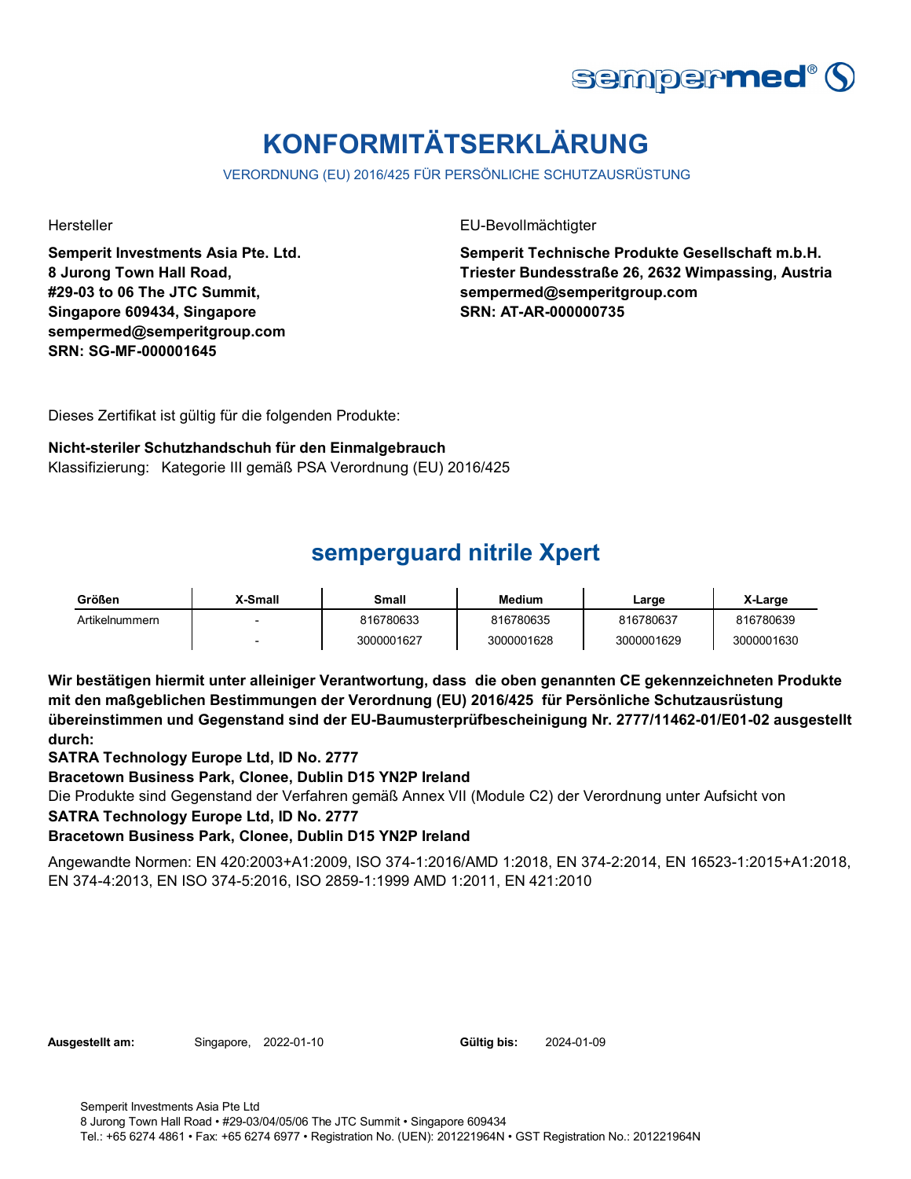# KONFORMITÄTSERKLÄRUNG

VERORDNUNG (EU) 2016/425 FÜR PERSÖNLICHE SCHUTZAUSRÜSTUNG

Hersteller

**Semperit Investments Asia Pte. Ltd.**
**8 Jurong Town Hall Road,**
**#29-03 to 06 The JTC Summit,**
**Singapore 609434, Singapore**
**sempermed@semperitgroup.com**
**SRN: SG-MF-000001645**

EU-Bevollmächtigter

**Semperit Technische Produkte Gesellschaft m.b.H.**
**Triester Bundesstraße 26, 2632 Wimpassing, Austria**
**sempermed@semperitgroup.com**
**SRN: AT-AR-000000735**

Dieses Zertifikat ist gültig für die folgenden Produkte:

**Nicht-steriler Schutzhandschuh für den Einmalgebrauch**
Klassifizierung: Kategorie III gemäß PSA Verordnung (EU) 2016/425

## semperguard nitrile Xpert

| Größen | X-Small | Small | Medium | Large | X-Large |
|---|---|---|---|---|---|
| Artikelnummern | - | 816780633 | 816780635 | 816780637 | 816780639 |
| | - | 3000001627 | 3000001628 | 3000001629 | 3000001630 |

**Wir bestätigen hiermit unter alleiniger Verantwortung, dass die oben genannten CE gekennzeichneten Produkte mit den maßgeblichen Bestimmungen der Verordnung (EU) 2016/425 für Persönliche Schutzausrüstung übereinstimmen und Gegenstand sind der EU-Baumusterprüfbescheinigung Nr. 2777/11462-01/E01-02 ausgestellt durch:**
**SATRA Technology Europe Ltd, ID No. 2777**
**Bracetown Business Park, Clonee, Dublin D15 YN2P Ireland**
Die Produkte sind Gegenstand der Verfahren gemäß Annex VII (Module C2) der Verordnung unter Aufsicht von
**SATRA Technology Europe Ltd, ID No. 2777**
**Bracetown Business Park, Clonee, Dublin D15 YN2P Ireland**

Angewandte Normen: EN 420:2003+A1:2009, ISO 374-1:2016/AMD 1:2018, EN 374-2:2014, EN 16523-1:2015+A1:2018, EN 374-4:2013, EN ISO 374-5:2016, ISO 2859-1:1999 AMD 1:2011, EN 421:2010

**Ausgestellt am:** Singapore, 2022-01-10 **Gültig bis:** 2024-01-09

Semperit Investments Asia Pte Ltd
8 Jurong Town Hall Road • #29-03/04/05/06 The JTC Summit • Singapore 609434
Tel.: +65 6274 4861 • Fax: +65 6274 6977 • Registration No. (UEN): 201221964N • GST Registration No.: 201221964N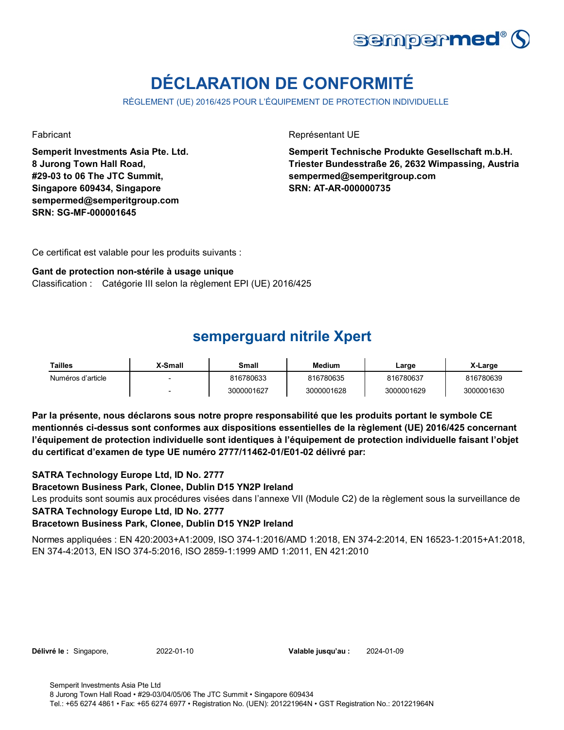# DÉCLARATION DE CONFORMITÉ

RÈGLEMENT (UE) 2016/425 POUR L'ÉQUIPEMENT DE PROTECTION INDIVIDUELLE

Fabricant

**Semperit Investments Asia Pte. Ltd.**
**8 Jurong Town Hall Road,**
**#29-03 to 06 The JTC Summit,**
**Singapore 609434, Singapore**
**sempermed@semperitgroup.com**
**SRN: SG-MF-000001645**

Représentant UE

**Semperit Technische Produkte Gesellschaft m.b.H.**
**Triester Bundesstraße 26, 2632 Wimpassing, Austria**
**sempermed@semperitgroup.com**
**SRN: AT-AR-000000735**

Ce certificat est valable pour les produits suivants :

**Gant de protection non-stérile à usage unique**
Classification : Catégorie III selon la règlement EPI (UE) 2016/425

## semperguard nitrile Xpert

| Tailles | X-Small | Small | Medium | Large | X-Large |
|---|---|---|---|---|---|
| Numéros d'article | - | 816780633 | 816780635 | 816780637 | 816780639 |
| | - | 3000001627 | 3000001628 | 3000001629 | 3000001630 |

**Par la présente, nous déclarons sous notre propre responsabilité que les produits portant le symbole CE mentionnés ci-dessus sont conformes aux dispositions essentielles de la règlement (UE) 2016/425 concernant l'équipement de protection individuelle sont identiques à l'équipement de protection individuelle faisant l'objet du certificat d'examen de type UE numéro 2777/11462-01/E01-02 délivré par:**

**SATRA Technology Europe Ltd, ID No. 2777**
**Bracetown Business Park, Clonee, Dublin D15 YN2P Ireland**
Les produits sont soumis aux procédures visées dans l'annexe VII (Module C2) de la règlement sous la surveillance de
**SATRA Technology Europe Ltd, ID No. 2777**
**Bracetown Business Park, Clonee, Dublin D15 YN2P Ireland**

Normes appliquées : EN 420:2003+A1:2009, ISO 374-1:2016/AMD 1:2018, EN 374-2:2014, EN 16523-1:2015+A1:2018, EN 374-4:2013, EN ISO 374-5:2016, ISO 2859-1:1999 AMD 1:2011, EN 421:2010

**Délivré le :** Singapore, 2022-01-10 **Valable jusqu'au :** 2024-01-09

Semperit Investments Asia Pte Ltd
8 Jurong Town Hall Road • #29-03/04/05/06 The JTC Summit • Singapore 609434
Tel.: +65 6274 4861 • Fax: +65 6274 6977 • Registration No. (UEN): 201221964N • GST Registration No.: 201221964N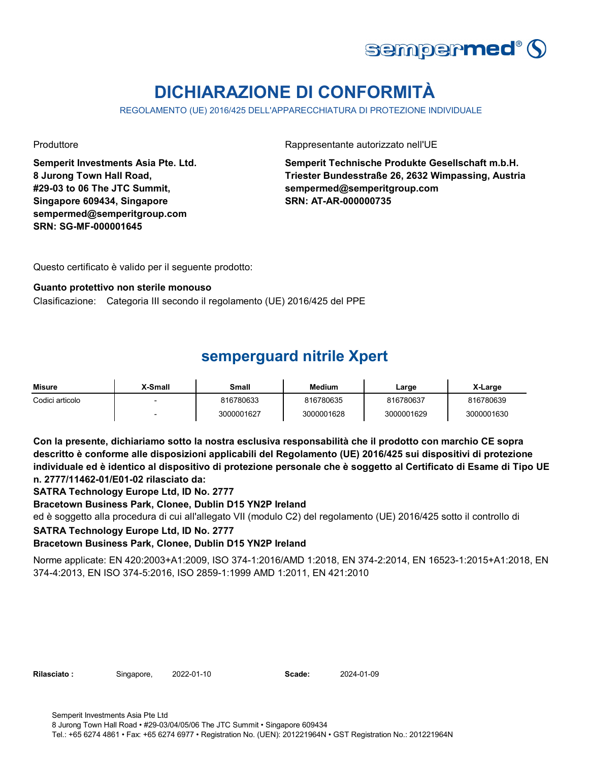# DICHIARAZIONE DI CONFORMITÀ

REGOLAMENTO (UE) 2016/425 DELL'APPARECCHIATURA DI PROTEZIONE INDIVIDUALE

Produttore

**Semperit Investments Asia Pte. Ltd.**
**8 Jurong Town Hall Road,**
**#29-03 to 06 The JTC Summit,**
**Singapore 609434, Singapore**
**sempermed@semperitgroup.com**
**SRN: SG-MF-000001645**

Rappresentante autorizzato nell'UE

**Semperit Technische Produkte Gesellschaft m.b.H.**
**Triester Bundesstraße 26, 2632 Wimpassing, Austria**
**sempermed@semperitgroup.com**
**SRN: AT-AR-000000735**

Questo certificato è valido per il seguente prodotto:

**Guanto protettivo non sterile monouso**

Clasificazione: Categoria III secondo il regolamento (UE) 2016/425 del PPE

## semperguard nitrile Xpert

| Misure | X-Small | Small | Medium | Large | X-Large |
|---|---|---|---|---|---|
| Codici articolo | - | 816780633 | 816780635 | 816780637 | 816780639 |
| | - | 3000001627 | 3000001628 | 3000001629 | 3000001630 |

**Con la presente, dichiariamo sotto la nostra esclusiva responsabilità che il prodotto con marchio CE sopra descritto è conforme alle disposizioni applicabili del Regolamento (UE) 2016/425 sui dispositivi di protezione individuale ed è identico al dispositivo di protezione personale che è soggetto al Certificato di Esame di Tipo UE n. 2777/11462-01/E01-02 rilasciato da:**

**SATRA Technology Europe Ltd, ID No. 2777**

**Bracetown Business Park, Clonee, Dublin D15 YN2P Ireland**

ed è soggetto alla procedura di cui all'allegato VII (modulo C2) del regolamento (UE) 2016/425 sotto il controllo di

**SATRA Technology Europe Ltd, ID No. 2777**

**Bracetown Business Park, Clonee, Dublin D15 YN2P Ireland**

Norme applicate: EN 420:2003+A1:2009, ISO 374-1:2016/AMD 1:2018, EN 374-2:2014, EN 16523-1:2015+A1:2018, EN 374-4:2013, EN ISO 374-5:2016, ISO 2859-1:1999 AMD 1:2011, EN 421:2010

**Rilasciato :** Singapore, 2022-01-10 **Scade:** 2024-01-09

Semperit Investments Asia Pte Ltd
8 Jurong Town Hall Road • #29-03/04/05/06 The JTC Summit • Singapore 609434
Tel.: +65 6274 4861 • Fax: +65 6274 6977 • Registration No. (UEN): 201221964N • GST Registration No.: 201221964N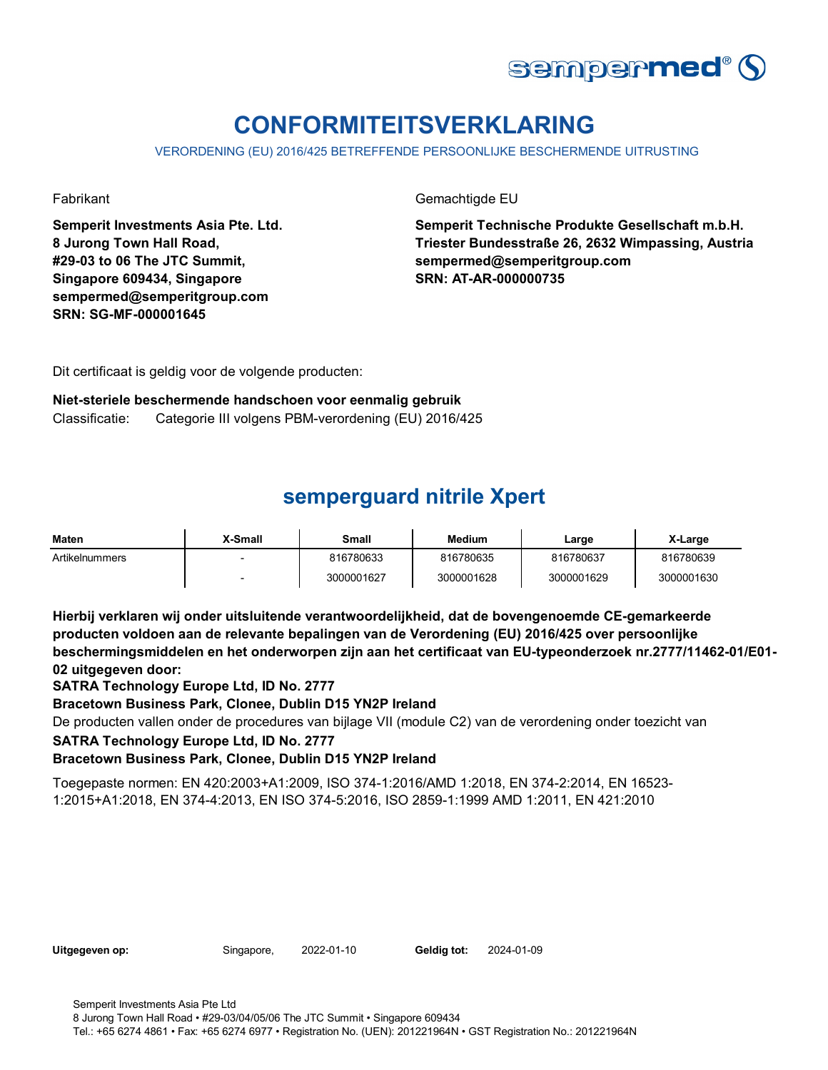# CONFORMITEITSVERKLARING

VERORDENING (EU) 2016/425 BETREFFENDE PERSOONLIJKE BESCHERMENDE UITRUSTING

Fabrikant

**Semperit Investments Asia Pte. Ltd.**
**8 Jurong Town Hall Road,**
**#29-03 to 06 The JTC Summit,**
**Singapore 609434, Singapore**
**sempermed@semperitgroup.com**
**SRN: SG-MF-000001645**

Gemachtigde EU

**Semperit Technische Produkte Gesellschaft m.b.H.**
**Triester Bundesstraße 26, 2632 Wimpassing, Austria**
**sempermed@semperitgroup.com**
**SRN: AT-AR-000000735**

Dit certificaat is geldig voor de volgende producten:

**Niet-steriele beschermende handschoen voor eenmalig gebruik**
Classificatie: Categorie III volgens PBM-verordening (EU) 2016/425

## semperguard nitrile Xpert

| Maten | X-Small | Small | Medium | Large | X-Large |
|---|---|---|---|---|---|
| Artikelnummers | - | 816780633 | 816780635 | 816780637 | 816780639 |
| | - | 3000001627 | 3000001628 | 3000001629 | 3000001630 |

**Hierbij verklaren wij onder uitsluitende verantwoordelijkheid, dat de bovengenoemde CE-gemarkeerde producten voldoen aan de relevante bepalingen van de Verordening (EU) 2016/425 over persoonlijke beschermingsmiddelen en het onderworpen zijn aan het certificaat van EU-typeonderzoek nr.2777/11462-01/E01-02 uitgegeven door:**
**SATRA Technology Europe Ltd, ID No. 2777**
**Bracetown Business Park, Clonee, Dublin D15 YN2P Ireland**
De producten vallen onder de procedures van bijlage VII (module C2) van de verordening onder toezicht van
**SATRA Technology Europe Ltd, ID No. 2777**
**Bracetown Business Park, Clonee, Dublin D15 YN2P Ireland**

Toegepaste normen: EN 420:2003+A1:2009, ISO 374-1:2016/AMD 1:2018, EN 374-2:2014, EN 16523-1:2015+A1:2018, EN 374-4:2013, EN ISO 374-5:2016, ISO 2859-1:1999 AMD 1:2011, EN 421:2010

**Uitgegeven op:** Singapore, 2022-01-10 **Geldig tot:** 2024-01-09

Semperit Investments Asia Pte Ltd
8 Jurong Town Hall Road • #29-03/04/05/06 The JTC Summit • Singapore 609434
Tel.: +65 6274 4861 • Fax: +65 6274 6977 • Registration No. (UEN): 201221964N • GST Registration No.: 201221964N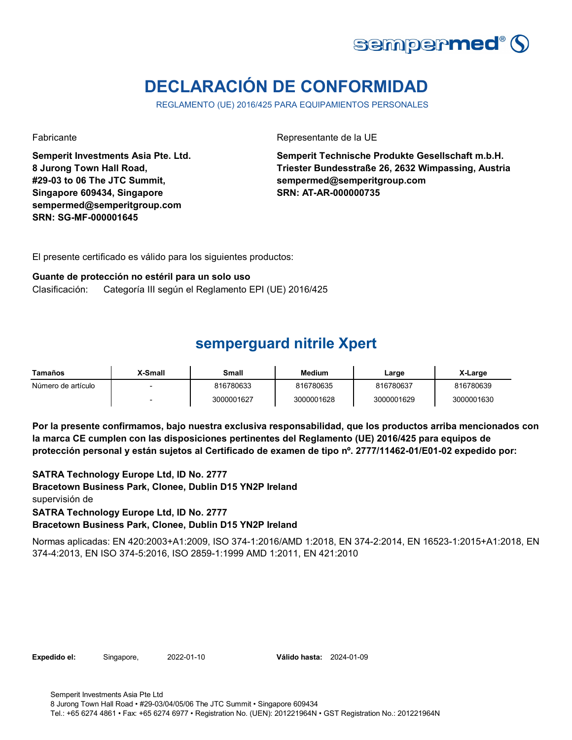# DECLARACIÓN DE CONFORMIDAD

REGLAMENTO (UE) 2016/425 PARA EQUIPAMIENTOS PERSONALES

Fabricante

**Semperit Investments Asia Pte. Ltd.**
**8 Jurong Town Hall Road,**
**#29-03 to 06 The JTC Summit,**
**Singapore 609434, Singapore**
**sempermed@semperitgroup.com**
**SRN: SG-MF-000001645**

Representante de la UE

**Semperit Technische Produkte Gesellschaft m.b.H.**
**Triester Bundesstraße 26, 2632 Wimpassing, Austria**
**sempermed@semperitgroup.com**
**SRN: AT-AR-000000735**

El presente certificado es válido para los siguientes productos:

**Guante de protección no estéril para un solo uso**
Clasificación: Categoría III según el Reglamento EPI (UE) 2016/425

## semperguard nitrile Xpert

| Tamaños | X-Small | Small | Medium | Large | X-Large |
|---|---|---|---|---|---|
| Número de artículo | - | 816780633 | 816780635 | 816780637 | 816780639 |
| | - | 3000001627 | 3000001628 | 3000001629 | 3000001630 |

**Por la presente confirmamos, bajo nuestra exclusiva responsabilidad, que los productos arriba mencionados con la marca CE cumplen con las disposiciones pertinentes del Reglamento (UE) 2016/425 para equipos de protección personal y están sujetos al Certificado de examen de tipo nº. 2777/11462-01/E01-02 expedido por:**

**SATRA Technology Europe Ltd, ID No. 2777**
**Bracetown Business Park, Clonee, Dublin D15 YN2P Ireland**
supervisión de
**SATRA Technology Europe Ltd, ID No. 2777**
**Bracetown Business Park, Clonee, Dublin D15 YN2P Ireland**

Normas aplicadas: EN 420:2003+A1:2009, ISO 374-1:2016/AMD 1:2018, EN 374-2:2014, EN 16523-1:2015+A1:2018, EN 374-4:2013, EN ISO 374-5:2016, ISO 2859-1:1999 AMD 1:2011, EN 421:2010

**Expedido el:** Singapore, 2022-01-10 **Válido hasta:** 2024-01-09

Semperit Investments Asia Pte Ltd
8 Jurong Town Hall Road • #29-03/04/05/06 The JTC Summit • Singapore 609434
Tel.: +65 6274 4861 • Fax: +65 6274 6977 • Registration No. (UEN): 201221964N • GST Registration No.: 201221964N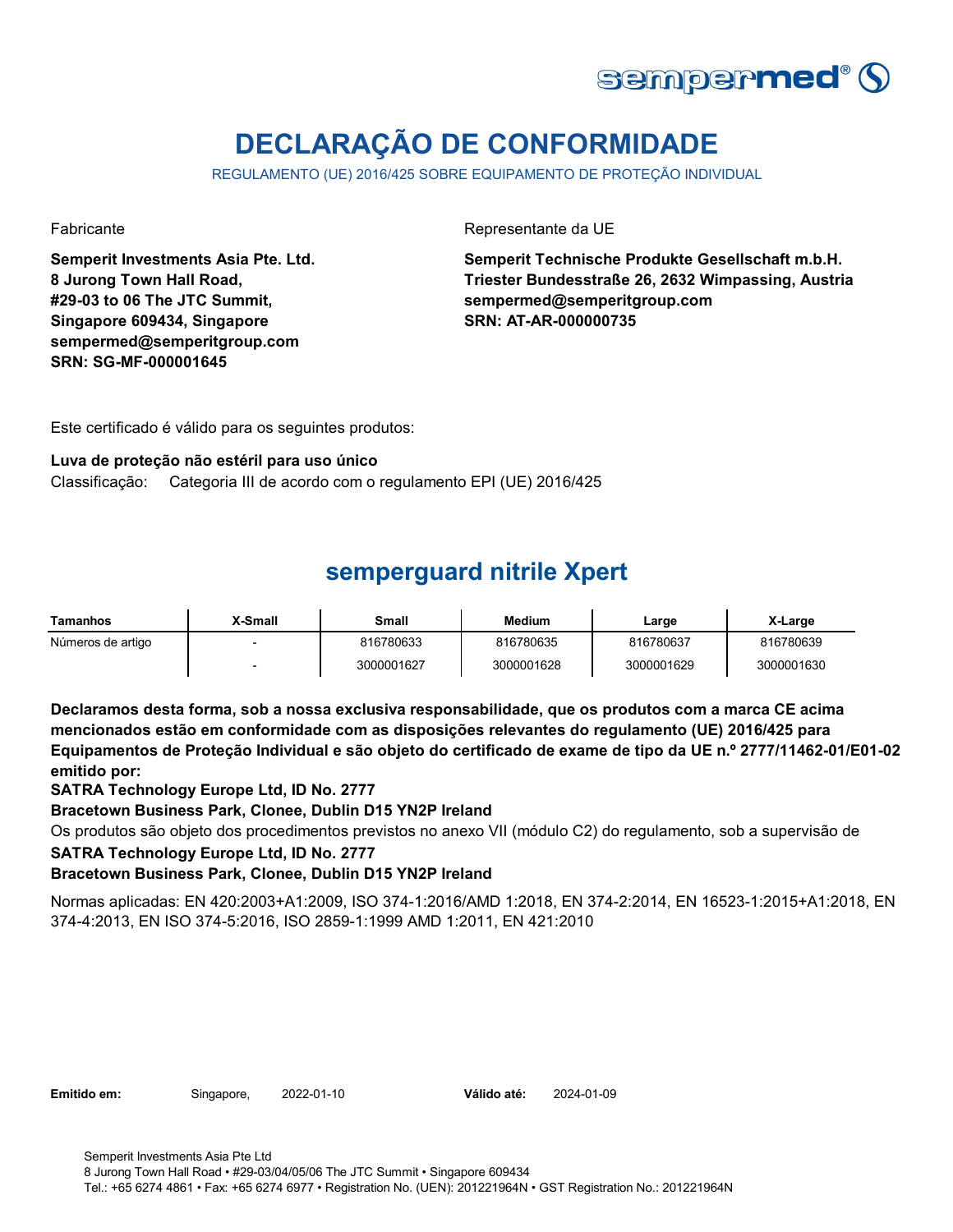# DECLARAÇÃO DE CONFORMIDADE

REGULAMENTO (UE) 2016/425 SOBRE EQUIPAMENTO DE PROTEÇÃO INDIVIDUAL

Fabricante

**Semperit Investments Asia Pte. Ltd.**
**8 Jurong Town Hall Road,**
**#29-03 to 06 The JTC Summit,**
**Singapore 609434, Singapore**
**sempermed@semperitgroup.com**
**SRN: SG-MF-000001645**

Representante da UE

**Semperit Technische Produkte Gesellschaft m.b.H.**
**Triester Bundesstraße 26, 2632 Wimpassing, Austria**
**sempermed@semperitgroup.com**
**SRN: AT-AR-000000735**

Este certificado é válido para os seguintes produtos:

**Luva de proteção não estéril para uso único**
Classificação: Categoria III de acordo com o regulamento EPI (UE) 2016/425

## semperguard nitrile Xpert

| Tamanhos | X-Small | Small | Medium | Large | X-Large |
|---|---|---|---|---|---|
| Números de artigo | - | 816780633 | 816780635 | 816780637 | 816780639 |
| | - | 3000001627 | 3000001628 | 3000001629 | 3000001630 |

**Declaramos desta forma, sob a nossa exclusiva responsabilidade, que os produtos com a marca CE acima mencionados estão em conformidade com as disposições relevantes do regulamento (UE) 2016/425 para Equipamentos de Proteção Individual e são objeto do certificado de exame de tipo da UE n.º 2777/11462-01/E01-02 emitido por:**
**SATRA Technology Europe Ltd, ID No. 2777**
**Bracetown Business Park, Clonee, Dublin D15 YN2P Ireland**
Os produtos são objeto dos procedimentos previstos no anexo VII (módulo C2) do regulamento, sob a supervisão de
**SATRA Technology Europe Ltd, ID No. 2777**
**Bracetown Business Park, Clonee, Dublin D15 YN2P Ireland**

Normas aplicadas: EN 420:2003+A1:2009, ISO 374-1:2016/AMD 1:2018, EN 374-2:2014, EN 16523-1:2015+A1:2018, EN 374-4:2013, EN ISO 374-5:2016, ISO 2859-1:1999 AMD 1:2011, EN 421:2010

**Emitido em:** Singapore, 2022-01-10 **Válido até:** 2024-01-09

Semperit Investments Asia Pte Ltd
8 Jurong Town Hall Road • #29-03/04/05/06 The JTC Summit • Singapore 609434
Tel.: +65 6274 4861 • Fax: +65 6274 6977 • Registration No. (UEN): 201221964N • GST Registration No.: 201221964N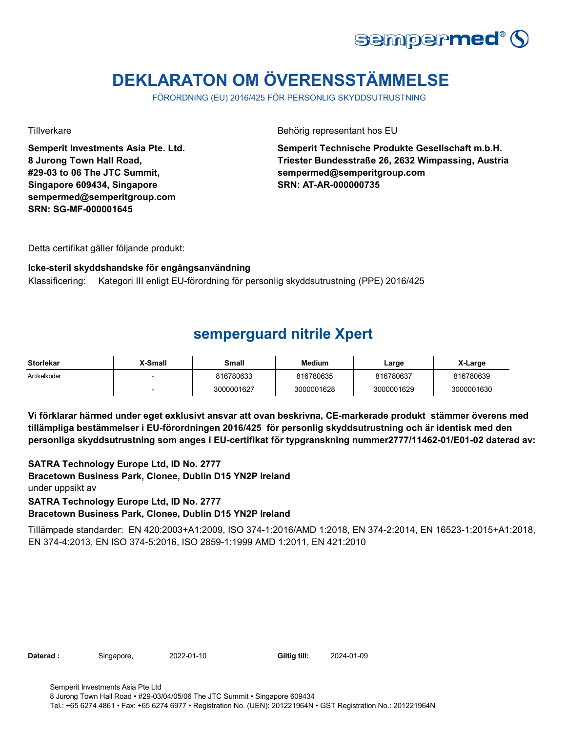# DEKLARATON OM ÖVERENSSTÄMMELSE

FÖRORDNING (EU) 2016/425 FÖR PERSONLIG SKYDDSUTRUSTNING

Tillverkare

**Semperit Investments Asia Pte. Ltd.**
**8 Jurong Town Hall Road,**
**#29-03 to 06 The JTC Summit,**
**Singapore 609434, Singapore**
**sempermed@semperitgroup.com**
**SRN: SG-MF-000001645**

Behörig representant hos EU

**Semperit Technische Produkte Gesellschaft m.b.H.**
**Triester Bundesstraße 26, 2632 Wimpassing, Austria**
**sempermed@semperitgroup.com**
**SRN: AT-AR-000000735**

Detta certifikat gäller följande produkt:

**Icke-steril skyddshandske för engångsanvändning**

Klassificering: Kategori III enligt EU-förordning för personlig skyddsutrustning (PPE) 2016/425

## semperguard nitrile Xpert

| Storlekar | X-Small | Small | Medium | Large | X-Large |
|---|---|---|---|---|---|
| Artikelkoder | - | 816780633 | 816780635 | 816780637 | 816780639 |
| | - | 3000001627 | 3000001628 | 3000001629 | 3000001630 |

**Vi förklarar härmed under eget exklusivt ansvar att ovan beskrivna, CE-markerade produkt stämmer överens med tillämpliga bestämmelser i EU-förordningen 2016/425 för personlig skyddsutrustning och är identisk med den personliga skyddsutrustning som anges i EU-certifikat för typgranskning nummer2777/11462-01/E01-02 daterad av:**

**SATRA Technology Europe Ltd, ID No. 2777**
**Bracetown Business Park, Clonee, Dublin D15 YN2P Ireland**
under uppsikt av
**SATRA Technology Europe Ltd, ID No. 2777**
**Bracetown Business Park, Clonee, Dublin D15 YN2P Ireland**

Tillämpade standarder: EN 420:2003+A1:2009, ISO 374-1:2016/AMD 1:2018, EN 374-2:2014, EN 16523-1:2015+A1:2018, EN 374-4:2013, EN ISO 374-5:2016, ISO 2859-1:1999 AMD 1:2011, EN 421:2010

**Daterad :** Singapore, 2022-01-10 **Giltig till:** 2024-01-09

Semperit Investments Asia Pte Ltd
8 Jurong Town Hall Road • #29-03/04/05/06 The JTC Summit • Singapore 609434
Tel.: +65 6274 4861 • Fax: +65 6274 6977 • Registration No. (UEN): 201221964N • GST Registration No.: 201221964N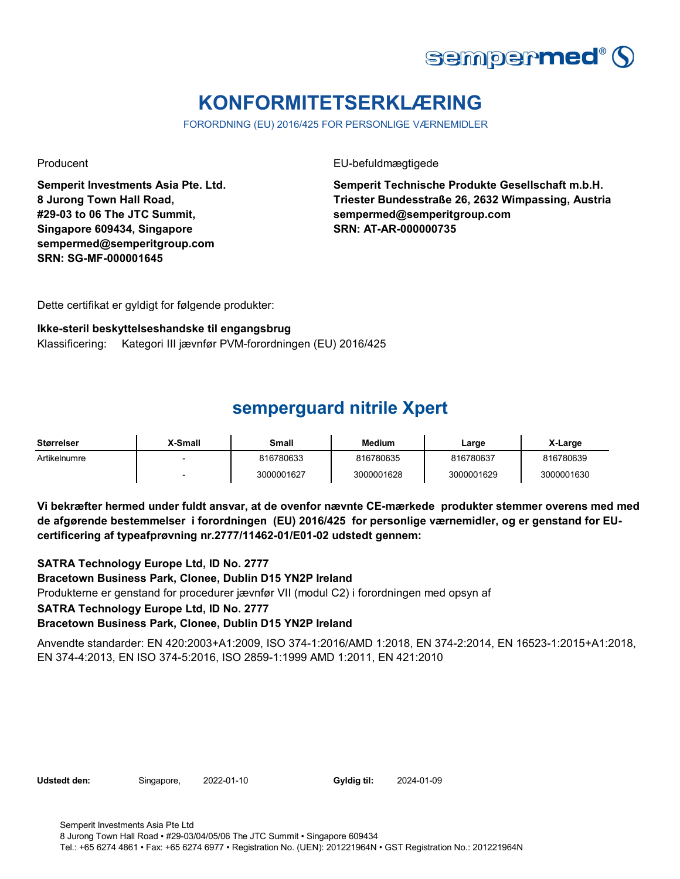# KONFORMITETSERKLÆRING

FORORDNING (EU) 2016/425 FOR PERSONLIGE VÆRNEMIDLER

Producent

**Semperit Investments Asia Pte. Ltd.**
**8 Jurong Town Hall Road,**
**#29-03 to 06 The JTC Summit,**
**Singapore 609434, Singapore**
**sempermed@semperitgroup.com**
**SRN: SG-MF-000001645**

EU-befuldmægtigede

**Semperit Technische Produkte Gesellschaft m.b.H.**
**Triester Bundesstraße 26, 2632 Wimpassing, Austria**
**sempermed@semperitgroup.com**
**SRN: AT-AR-000000735**

Dette certifikat er gyldigt for følgende produkter:

**Ikke-steril beskyttelseshandske til engangsbrug**

Klassificering: Kategori III jævnfør PVM-forordningen (EU) 2016/425

## semperguard nitrile Xpert

| Størrelser | X-Small | Small | Medium | Large | X-Large |
|---|---|---|---|---|---|
| Artikelnumre | - | 816780633 | 816780635 | 816780637 | 816780639 |
| | - | 3000001627 | 3000001628 | 3000001629 | 3000001630 |

**Vi bekræfter hermed under fuldt ansvar, at de ovenfor nævnte CE-mærkede produkter stemmer overens med med de afgørende bestemmelser i forordningen (EU) 2016/425 for personlige værnemidler, og er genstand for EU-certificering af typeafprøvning nr.2777/11462-01/E01-02 udstedt gennem:**

**SATRA Technology Europe Ltd, ID No. 2777**
**Bracetown Business Park, Clonee, Dublin D15 YN2P Ireland**
Produkterne er genstand for procedurer jævnfør VII (modul C2) i forordningen med opsyn af
**SATRA Technology Europe Ltd, ID No. 2777**
**Bracetown Business Park, Clonee, Dublin D15 YN2P Ireland**

Anvendte standarder: EN 420:2003+A1:2009, ISO 374-1:2016/AMD 1:2018, EN 374-2:2014, EN 16523-1:2015+A1:2018, EN 374-4:2013, EN ISO 374-5:2016, ISO 2859-1:1999 AMD 1:2011, EN 421:2010

**Udstedt den:** Singapore, 2022-01-10 **Gyldig til:** 2024-01-09

Semperit Investments Asia Pte Ltd
8 Jurong Town Hall Road • #29-03/04/05/06 The JTC Summit • Singapore 609434
Tel.: +65 6274 4861 • Fax: +65 6274 6977 • Registration No. (UEN): 201221964N • GST Registration No.: 201221964N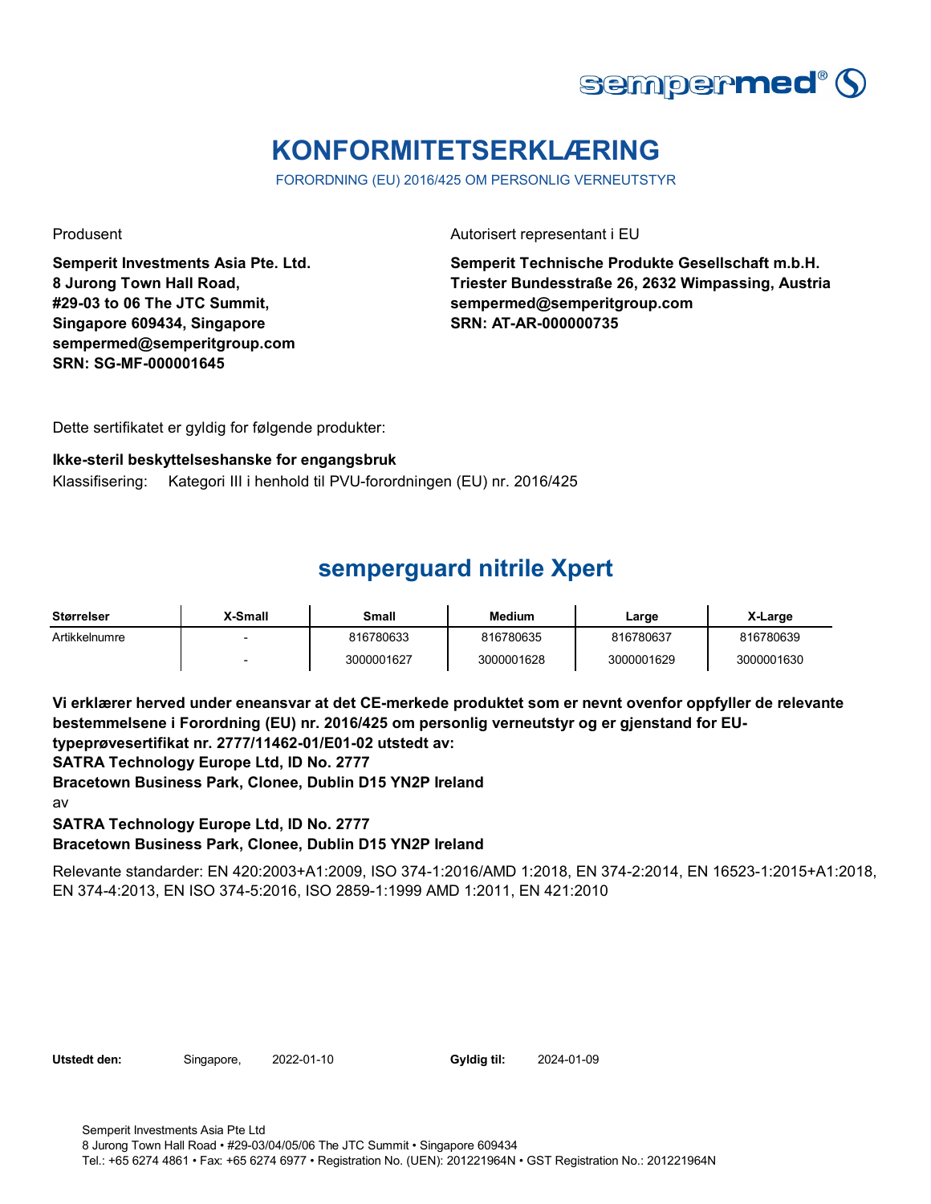# KONFORMITETSERKLÆRING

FORORDNING (EU) 2016/425 OM PERSONLIG VERNEUTSTYR

Produsent

**Semperit Investments Asia Pte. Ltd.**
**8 Jurong Town Hall Road,**
**#29-03 to 06 The JTC Summit,**
**Singapore 609434, Singapore**
**sempermed@semperitgroup.com**
**SRN: SG-MF-000001645**

Autorisert representant i EU

**Semperit Technische Produkte Gesellschaft m.b.H.**
**Triester Bundesstraße 26, 2632 Wimpassing, Austria**
**sempermed@semperitgroup.com**
**SRN: AT-AR-000000735**

Dette sertifikatet er gyldig for følgende produkter:

**Ikke-steril beskyttelseshanske for engangsbruk**

Klassifisering: Kategori III i henhold til PVU-forordningen (EU) nr. 2016/425

## semperguard nitrile Xpert

| Størrelser | X-Small | Small | Medium | Large | X-Large |
|---|---|---|---|---|---|
| Artikkelnumre | - | 816780633 | 816780635 | 816780637 | 816780639 |
| | - | 3000001627 | 3000001628 | 3000001629 | 3000001630 |

**Vi erklærer herved under eneansvar at det CE-merkede produktet som er nevnt ovenfor oppfyller de relevante bestemmelsene i Forordning (EU) nr. 2016/425 om personlig verneutstyr og er gjenstand for EU-typeprøvesertifikat nr. 2777/11462-01/E01-02 utstedt av:**
**SATRA Technology Europe Ltd, ID No. 2777**
**Bracetown Business Park, Clonee, Dublin D15 YN2P Ireland**
av
**SATRA Technology Europe Ltd, ID No. 2777**
**Bracetown Business Park, Clonee, Dublin D15 YN2P Ireland**

Relevante standarder: EN 420:2003+A1:2009, ISO 374-1:2016/AMD 1:2018, EN 374-2:2014, EN 16523-1:2015+A1:2018, EN 374-4:2013, EN ISO 374-5:2016, ISO 2859-1:1999 AMD 1:2011, EN 421:2010

**Utstedt den:** Singapore, 2022-01-10 **Gyldig til:** 2024-01-09

Semperit Investments Asia Pte Ltd
8 Jurong Town Hall Road • #29-03/04/05/06 The JTC Summit • Singapore 609434
Tel.: +65 6274 4861 • Fax: +65 6274 6977 • Registration No. (UEN): 201221964N • GST Registration No.: 201221964N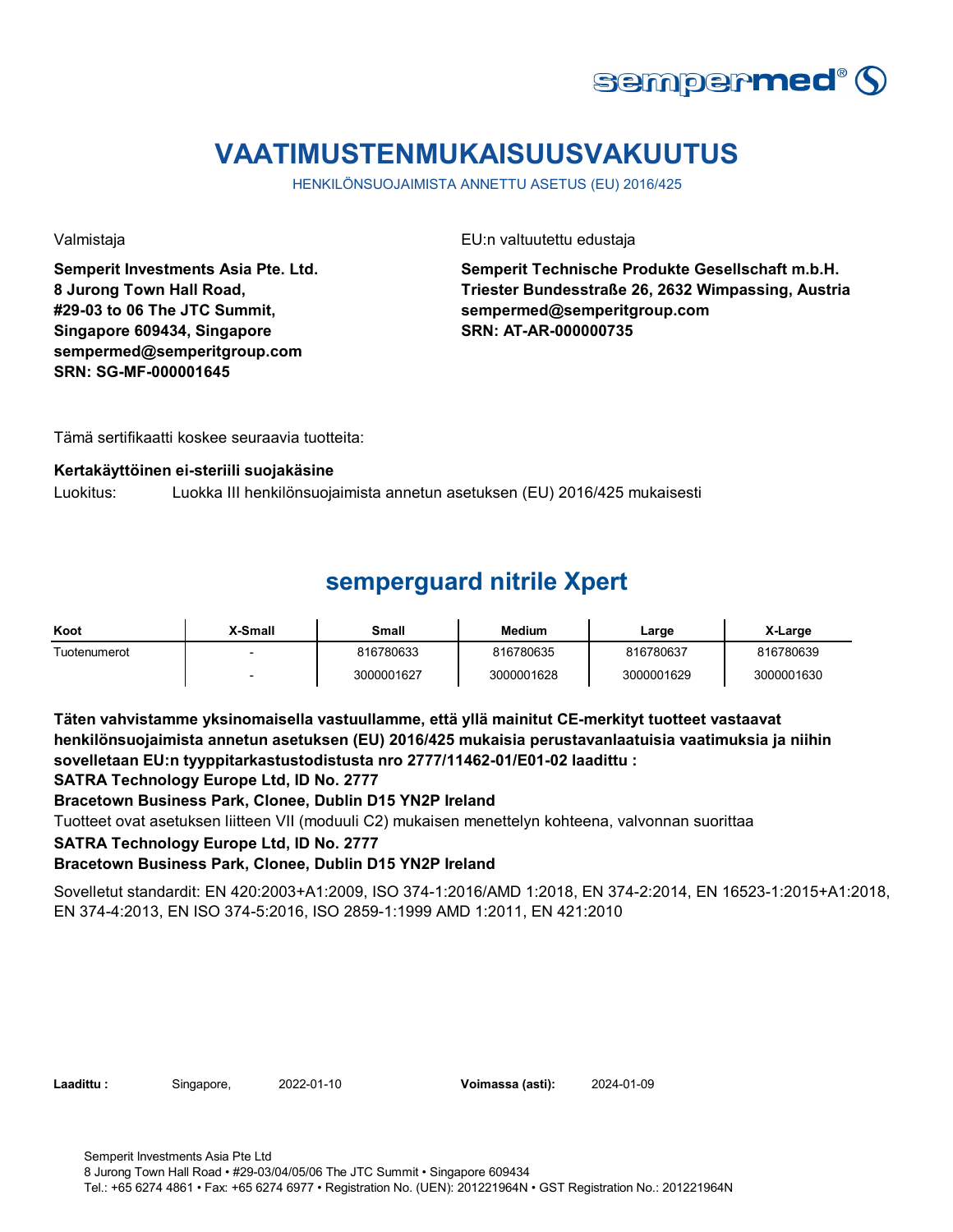# VAATIMUSTENMUKAISUUSVAKUUTUS

HENKILÖNSUOJAIMISTA ANNETTU ASETUS (EU) 2016/425

Valmistaja

**Semperit Investments Asia Pte. Ltd.**
**8 Jurong Town Hall Road,**
**#29-03 to 06 The JTC Summit,**
**Singapore 609434, Singapore**
**sempermed@semperitgroup.com**
**SRN: SG-MF-000001645**

EU:n valtuutettu edustaja

**Semperit Technische Produkte Gesellschaft m.b.H.**
**Triester Bundesstraße 26, 2632 Wimpassing, Austria**
**sempermed@semperitgroup.com**
**SRN: AT-AR-000000735**

Tämä sertifikaatti koskee seuraavia tuotteita:

**Kertakäyttöinen ei-steriili suojakäsine**

Luokitus: Luokka III henkilönsuojaimista annetun asetuksen (EU) 2016/425 mukaisesti

## semperguard nitrile Xpert

| Koot | X-Small | Small | Medium | Large | X-Large |
|---|---|---|---|---|---|
| Tuotenumerot | - | 816780633 | 816780635 | 816780637 | 816780639 |
| | - | 3000001627 | 3000001628 | 3000001629 | 3000001630 |

**Täten vahvistamme yksinomaisella vastuullamme, että yllä mainitut CE-merkityt tuotteet vastaavat henkilönsuojaimista annetun asetuksen (EU) 2016/425 mukaisia perustavanlaatuisia vaatimuksia ja niihin sovelletaan EU:n tyyppitarkastustodistusta nro 2777/11462-01/E01-02 laadittu :**
**SATRA Technology Europe Ltd, ID No. 2777**
**Bracetown Business Park, Clonee, Dublin D15 YN2P Ireland**

Tuotteet ovat asetuksen liitteen VII (moduuli C2) mukaisen menettelyn kohteena, valvonnan suorittaa

**SATRA Technology Europe Ltd, ID No. 2777**
**Bracetown Business Park, Clonee, Dublin D15 YN2P Ireland**

Sovelletut standardit: EN 420:2003+A1:2009, ISO 374-1:2016/AMD 1:2018, EN 374-2:2014, EN 16523-1:2015+A1:2018, EN 374-4:2013, EN ISO 374-5:2016, ISO 2859-1:1999 AMD 1:2011, EN 421:2010

**Laadittu :** Singapore, 2022-01-10 **Voimassa (asti):** 2024-01-09

Semperit Investments Asia Pte Ltd
8 Jurong Town Hall Road • #29-03/04/05/06 The JTC Summit • Singapore 609434
Tel.: +65 6274 4861 • Fax: +65 6274 6977 • Registration No. (UEN): 201221964N • GST Registration No.: 201221964N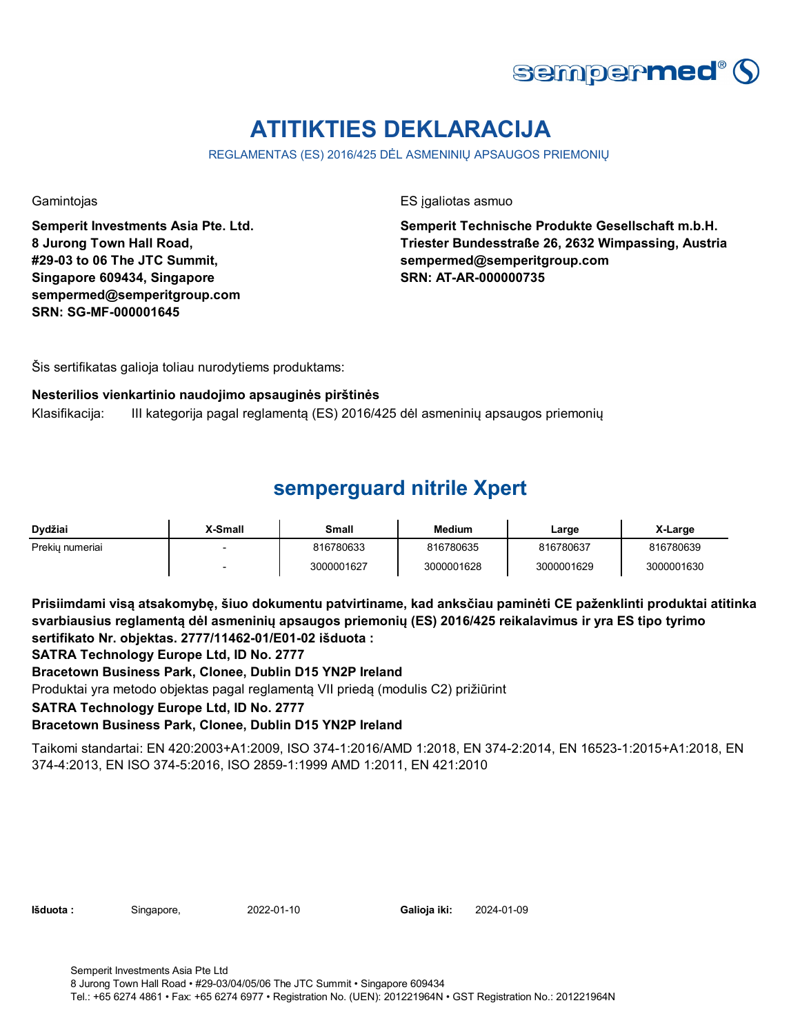# ATITIKTIES DEKLARACIJA

REGLAMENTAS (ES) 2016/425 DĖL ASMENINIŲ APSAUGOS PRIEMONIŲ

Gamintojas

**Semperit Investments Asia Pte. Ltd.**
**8 Jurong Town Hall Road,**
**#29-03 to 06 The JTC Summit,**
**Singapore 609434, Singapore**
**sempermed@semperitgroup.com**
**SRN: SG-MF-000001645**

ES įgaliotas asmuo

**Semperit Technische Produkte Gesellschaft m.b.H.**
**Triester Bundesstraße 26, 2632 Wimpassing, Austria**
**sempermed@semperitgroup.com**
**SRN: AT-AR-000000735**

Šis sertifikatas galioja toliau nurodytiems produktams:

**Nesterilios vienkartinio naudojimo apsauginės pirštinės**

Klasifikacija: III kategorija pagal reglamentą (ES) 2016/425 dėl asmeninių apsaugos priemonių

## semperguard nitrile Xpert

| Dydžiai | X-Small | Small | Medium | Large | X-Large |
|---|---|---|---|---|---|
| Prekių numeriai | - | 816780633 | 816780635 | 816780637 | 816780639 |
| | - | 3000001627 | 3000001628 | 3000001629 | 3000001630 |

**Prisiimdami visą atsakomybę, šiuo dokumentu patvirtiname, kad anksčiau paminėti CE paženklinti produktai atitinka svarbiausius reglamentą dėl asmeninių apsaugos priemonių (ES) 2016/425 reikalavimus ir yra ES tipo tyrimo sertifikato Nr. objektas. 2777/11462-01/E01-02 išduota :**

**SATRA Technology Europe Ltd, ID No. 2777**

**Bracetown Business Park, Clonee, Dublin D15 YN2P Ireland**

Produktai yra metodo objektas pagal reglamentą VII priedą (modulis C2) prižiūrint

**SATRA Technology Europe Ltd, ID No. 2777**

**Bracetown Business Park, Clonee, Dublin D15 YN2P Ireland**

Taikomi standartai: EN 420:2003+A1:2009, ISO 374-1:2016/AMD 1:2018, EN 374-2:2014, EN 16523-1:2015+A1:2018, EN 374-4:2013, EN ISO 374-5:2016, ISO 2859-1:1999 AMD 1:2011, EN 421:2010

**Išduota :** Singapore, 2022-01-10 **Galioja iki:** 2024-01-09

Semperit Investments Asia Pte Ltd
8 Jurong Town Hall Road • #29-03/04/05/06 The JTC Summit • Singapore 609434
Tel.: +65 6274 4861 • Fax: +65 6274 6977 • Registration No. (UEN): 201221964N • GST Registration No.: 201221964N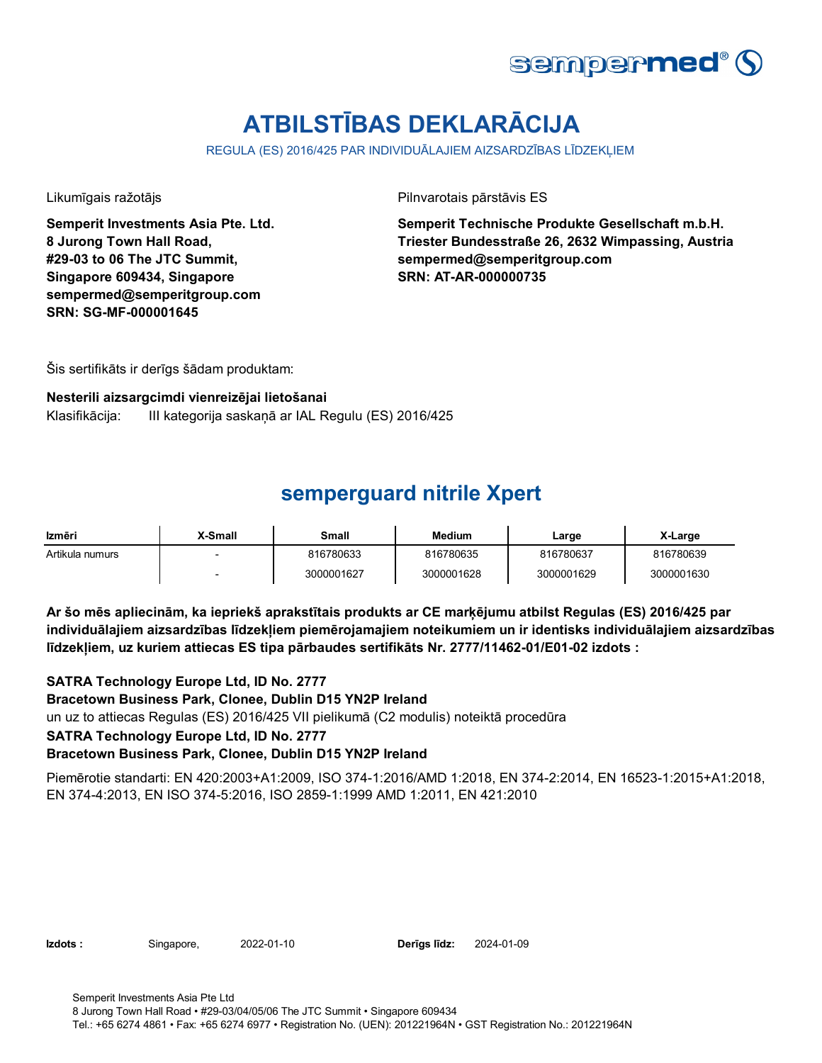# ATBILSTĪBAS DEKLARĀCIJA

REGULA (ES) 2016/425 PAR INDIVIDUĀLAJIEM AIZSARDZĪBAS LĪDZEKĻIEM

Likumīgais ražotājs

**Semperit Investments Asia Pte. Ltd.**
**8 Jurong Town Hall Road,**
**#29-03 to 06 The JTC Summit,**
**Singapore 609434, Singapore**
**sempermed@semperitgroup.com**
**SRN: SG-MF-000001645**

Pilnvarotais pārstāvis ES

**Semperit Technische Produkte Gesellschaft m.b.H.**
**Triester Bundesstraße 26, 2632 Wimpassing, Austria**
**sempermed@semperitgroup.com**
**SRN: AT-AR-000000735**

Šis sertifikāts ir derīgs šādam produktam:

**Nesterili aizsargcimdi vienreizējai lietošanai**
Klasifikācija: III kategorija saskaņā ar IAL Regulu (ES) 2016/425

## semperguard nitrile Xpert

| Izmēri | X-Small | Small | Medium | Large | X-Large |
|---|---|---|---|---|---|
| Artikula numurs | - | 816780633 | 816780635 | 816780637 | 816780639 |
| | - | 3000001627 | 3000001628 | 3000001629 | 3000001630 |

**Ar šo mēs apliecinām, ka iepriekš aprakstītais produkts ar CE marķējumu atbilst Regulas (ES) 2016/425 par individuālajiem aizsardzības līdzekļiem piemērojamajiem noteikumiem un ir identisks individuālajiem aizsardzības līdzekļiem, uz kuriem attiecas ES tipa pārbaudes sertifikāts Nr. 2777/11462-01/E01-02 izdots :**

**SATRA Technology Europe Ltd, ID No. 2777**
**Bracetown Business Park, Clonee, Dublin D15 YN2P Ireland**
un uz to attiecas Regulas (ES) 2016/425 VII pielikumā (C2 modulis) noteiktā procedūra
**SATRA Technology Europe Ltd, ID No. 2777**
**Bracetown Business Park, Clonee, Dublin D15 YN2P Ireland**

Piemērotie standarti: EN 420:2003+A1:2009, ISO 374-1:2016/AMD 1:2018, EN 374-2:2014, EN 16523-1:2015+A1:2018, EN 374-4:2013, EN ISO 374-5:2016, ISO 2859-1:1999 AMD 1:2011, EN 421:2010

**Izdots :** Singapore, 2022-01-10 **Derīgs līdz:** 2024-01-09

Semperit Investments Asia Pte Ltd
8 Jurong Town Hall Road • #29-03/04/05/06 The JTC Summit • Singapore 609434
Tel.: +65 6274 4861 • Fax: +65 6274 6977 • Registration No. (UEN): 201221964N • GST Registration No.: 201221964N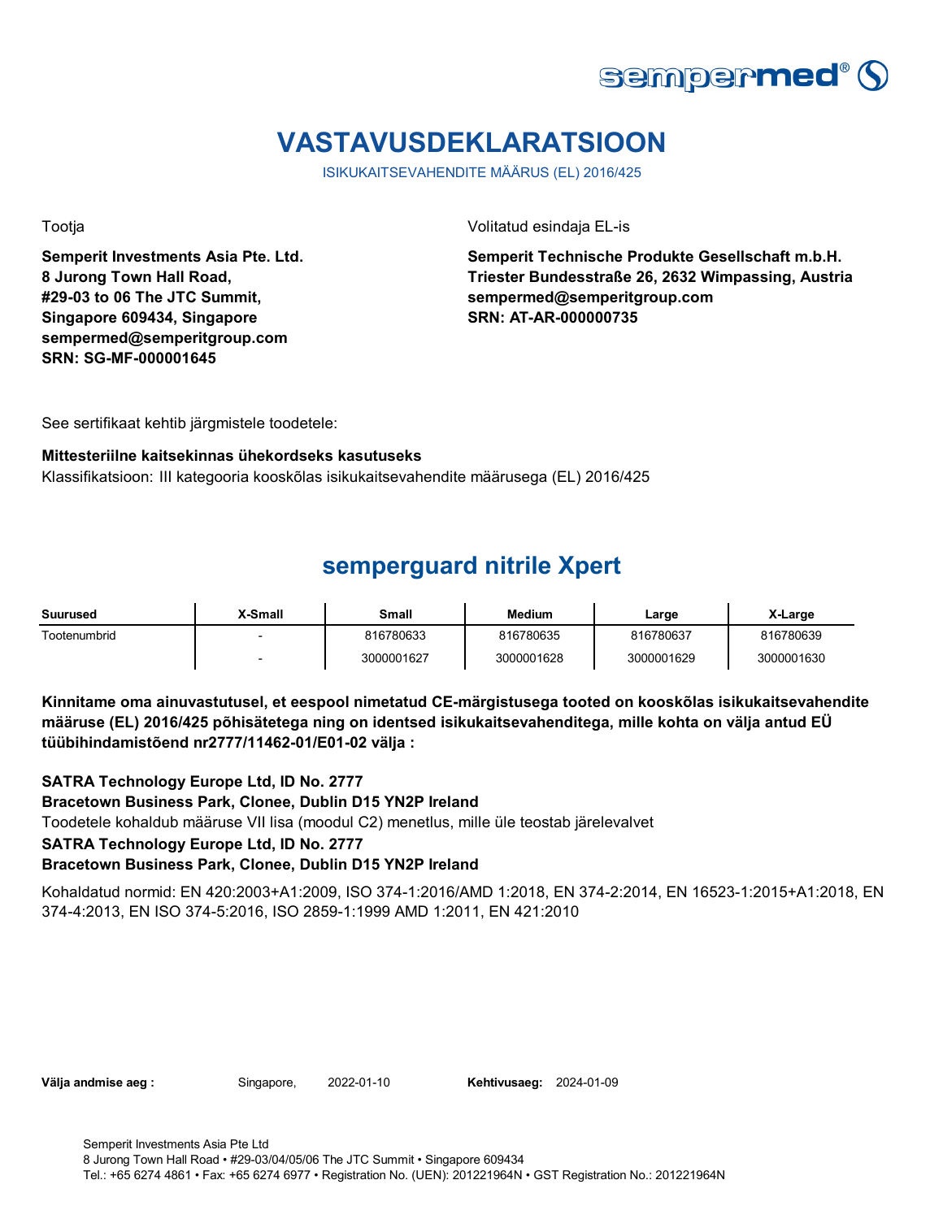# VASTAVUSDEKLARATSIOON

ISIKUKAITSEVAHENDITE MÄÄRUS (EL) 2016/425

Tootja

**Semperit Investments Asia Pte. Ltd.**
**8 Jurong Town Hall Road,**
**#29-03 to 06 The JTC Summit,**
**Singapore 609434, Singapore**
**sempermed@semperitgroup.com**
**SRN: SG-MF-000001645**

Volitatud esindaja EL-is

**Semperit Technische Produkte Gesellschaft m.b.H.**
**Triester Bundesstraße 26, 2632 Wimpassing, Austria**
**sempermed@semperitgroup.com**
**SRN: AT-AR-000000735**

See sertifikaat kehtib järgmistele toodetele:

**Mittesteriilne kaitsekinnas ühekordseks kasutuseks**
Klassifikatsioon: III kategooria kooskõlas isikukaitsevahendite määrusega (EL) 2016/425

## semperguard nitrile Xpert

| Suurused | X-Small | Small | Medium | Large | X-Large |
|---|---|---|---|---|---|
| Tootenumbrid | - | 816780633 | 816780635 | 816780637 | 816780639 |
| | - | 3000001627 | 3000001628 | 3000001629 | 3000001630 |

**Kinnitame oma ainuvastutusel, et eespool nimetatud CE-märgistusega tooted on kooskõlas isikukaitsevahendite määruse (EL) 2016/425 põhisätetega ning on identsed isikukaitsevahenditega, mille kohta on välja antud EÜ tüübihindamistõend nr2777/11462-01/E01-02 välja :**

**SATRA Technology Europe Ltd, ID No. 2777**
**Bracetown Business Park, Clonee, Dublin D15 YN2P Ireland**
Toodetele kohaldub määruse VII lisa (moodul C2) menetlus, mille üle teostab järelevalvet
**SATRA Technology Europe Ltd, ID No. 2777**
**Bracetown Business Park, Clonee, Dublin D15 YN2P Ireland**

Kohaldatud normid: EN 420:2003+A1:2009, ISO 374-1:2016/AMD 1:2018, EN 374-2:2014, EN 16523-1:2015+A1:2018, EN 374-4:2013, EN ISO 374-5:2016, ISO 2859-1:1999 AMD 1:2011, EN 421:2010

**Välja andmise aeg :** Singapore, 2022-01-10 **Kehtivusaeg:** 2024-01-09

Semperit Investments Asia Pte Ltd
8 Jurong Town Hall Road • #29-03/04/05/06 The JTC Summit • Singapore 609434
Tel.: +65 6274 4861 • Fax: +65 6274 6977 • Registration No. (UEN): 201221964N • GST Registration No.: 201221964N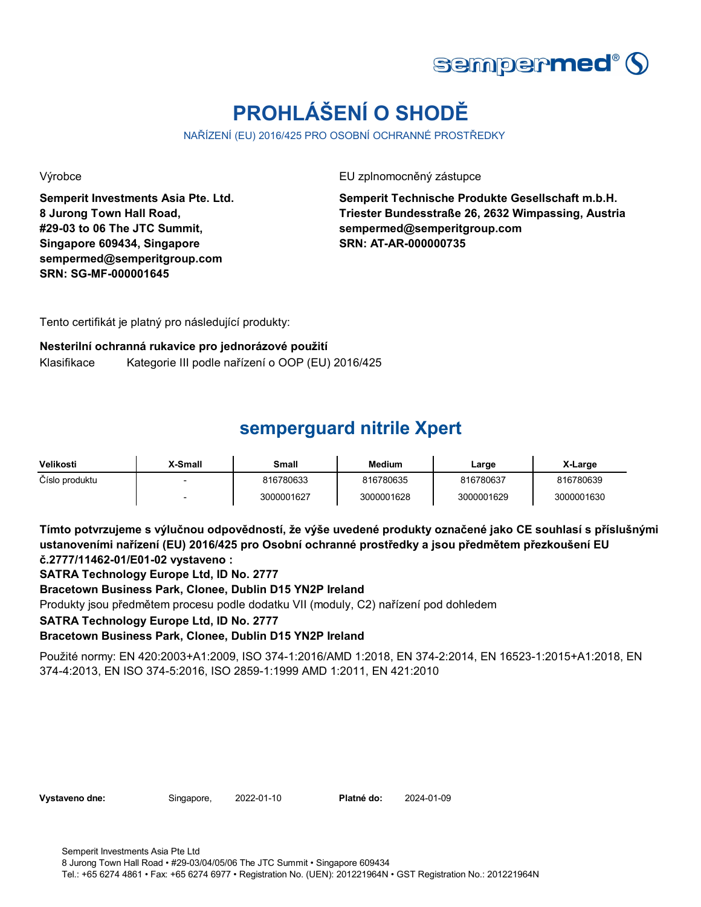# PROHLÁŠENÍ O SHODĚ

NAŘÍZENÍ (EU) 2016/425 PRO OSOBNÍ OCHRANNÉ PROSTŘEDKY

Výrobce

**Semperit Investments Asia Pte. Ltd.**
**8 Jurong Town Hall Road,**
**#29-03 to 06 The JTC Summit,**
**Singapore 609434, Singapore**
**sempermed@semperitgroup.com**
**SRN: SG-MF-000001645**

EU zplnomocněný zástupce

**Semperit Technische Produkte Gesellschaft m.b.H.**
**Triester Bundesstraße 26, 2632 Wimpassing, Austria**
**sempermed@semperitgroup.com**
**SRN: AT-AR-000000735**

Tento certifikát je platný pro následující produkty:

**Nesterilní ochranná rukavice pro jednorázové použití**

Klasifikace Kategorie III podle nařízení o OOP (EU) 2016/425

## semperguard nitrile Xpert

| Velikosti | X-Small | Small | Medium | Large | X-Large |
|---|---|---|---|---|---|
| Číslo produktu | - | 816780633 | 816780635 | 816780637 | 816780639 |
| | - | 3000001627 | 3000001628 | 3000001629 | 3000001630 |

**Tímto potvrzujeme s výlučnou odpovědností, že výše uvedené produkty označené jako CE souhlasí s příslušnými ustanoveními nařízení (EU) 2016/425 pro Osobní ochranné prostředky a jsou předmětem přezkoušení EU č.2777/11462-01/E01-02 vystaveno :**

**SATRA Technology Europe Ltd, ID No. 2777**

**Bracetown Business Park, Clonee, Dublin D15 YN2P Ireland**

Produkty jsou předmětem procesu podle dodatku VII (moduly, C2) nařízení pod dohledem

**SATRA Technology Europe Ltd, ID No. 2777**

**Bracetown Business Park, Clonee, Dublin D15 YN2P Ireland**

Použité normy: EN 420:2003+A1:2009, ISO 374-1:2016/AMD 1:2018, EN 374-2:2014, EN 16523-1:2015+A1:2018, EN 374-4:2013, EN ISO 374-5:2016, ISO 2859-1:1999 AMD 1:2011, EN 421:2010

**Vystaveno dne:** Singapore, 2022-01-10 **Platné do:** 2024-01-09

Semperit Investments Asia Pte Ltd
8 Jurong Town Hall Road • #29-03/04/05/06 The JTC Summit • Singapore 609434
Tel.: +65 6274 4861 • Fax: +65 6274 6977 • Registration No. (UEN): 201221964N • GST Registration No.: 201221964N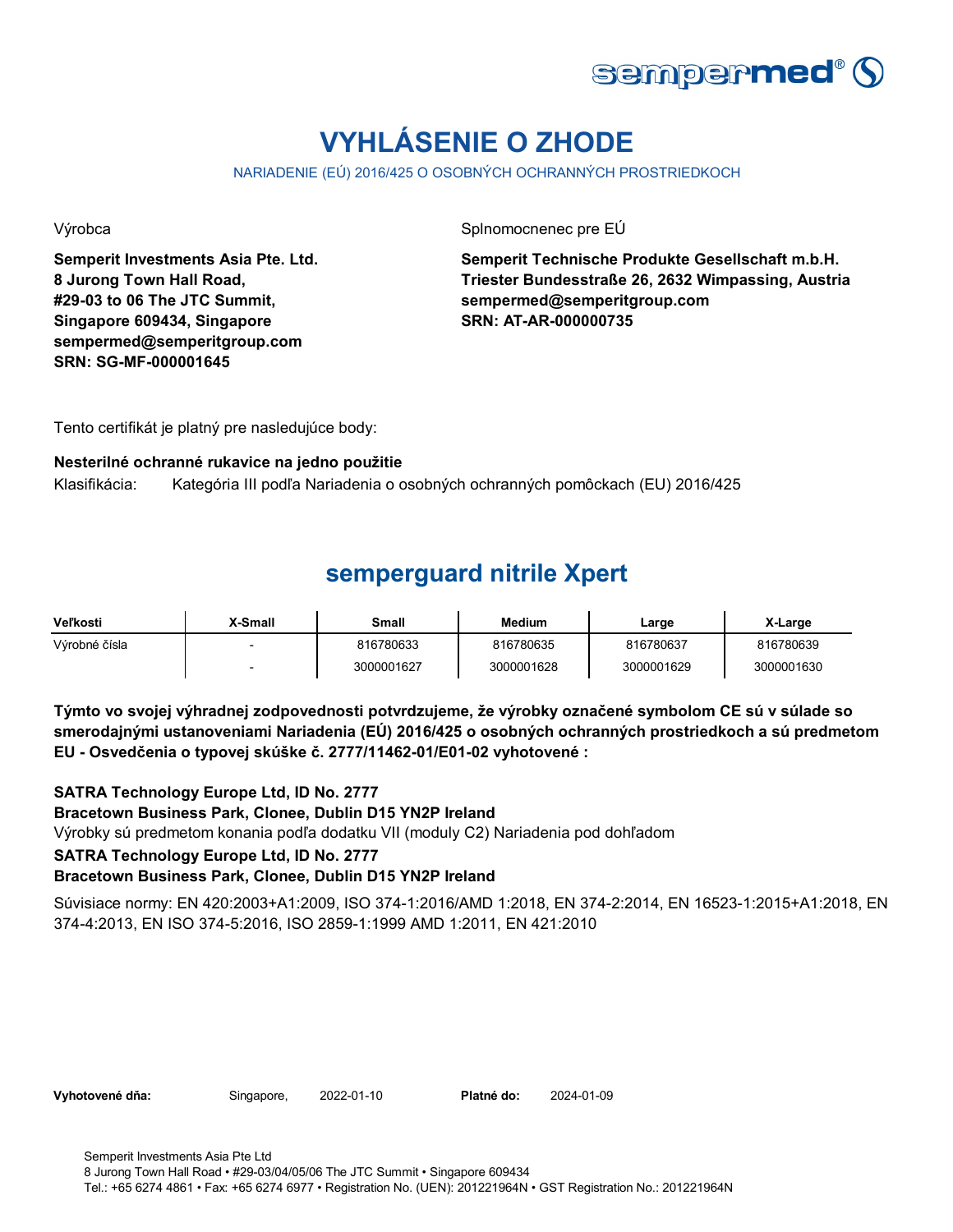# VYHLÁSENIE O ZHODE

NARIADENIE (EÚ) 2016/425 O OSOBNÝCH OCHRANNÝCH PROSTRIEDKOCH

Výrobca

**Semperit Investments Asia Pte. Ltd.**
**8 Jurong Town Hall Road,**
**#29-03 to 06 The JTC Summit,**
**Singapore 609434, Singapore**
**sempermed@semperitgroup.com**
**SRN: SG-MF-000001645**

Splnomocnenec pre EÚ

**Semperit Technische Produkte Gesellschaft m.b.H.**
**Triester Bundesstraße 26, 2632 Wimpassing, Austria**
**sempermed@semperitgroup.com**
**SRN: AT-AR-000000735**

Tento certifikát je platný pre nasledujúce body:

**Nesterilné ochranné rukavice na jedno použitie**

Klasifikácia: Kategória III podľa Nariadenia o osobných ochranných pomôckach (EU) 2016/425

## semperguard nitrile Xpert

| Veľkosti | X-Small | Small | Medium | Large | X-Large |
|---|---|---|---|---|---|
| Výrobné čísla | - | 816780633 | 816780635 | 816780637 | 816780639 |
| | - | 3000001627 | 3000001628 | 3000001629 | 3000001630 |

**Týmto vo svojej výhradnej zodpovednosti potvrdzujeme, že výrobky označené symbolom CE sú v súlade so smerodajnými ustanoveniami Nariadenia (EÚ) 2016/425 o osobných ochranných prostriedkoch a sú predmetom EU - Osvedčenia o typovej skúške č. 2777/11462-01/E01-02 vyhotovené :**

**SATRA Technology Europe Ltd, ID No. 2777**
**Bracetown Business Park, Clonee, Dublin D15 YN2P Ireland**
Výrobky sú predmetom konania podľa dodatku VII (moduly C2) Nariadenia pod dohľadom
**SATRA Technology Europe Ltd, ID No. 2777**
**Bracetown Business Park, Clonee, Dublin D15 YN2P Ireland**

Súvisiace normy: EN 420:2003+A1:2009, ISO 374-1:2016/AMD 1:2018, EN 374-2:2014, EN 16523-1:2015+A1:2018, EN 374-4:2013, EN ISO 374-5:2016, ISO 2859-1:1999 AMD 1:2011, EN 421:2010

**Vyhotovené dňa:** Singapore, 2022-01-10 **Platné do:** 2024-01-09

Semperit Investments Asia Pte Ltd
8 Jurong Town Hall Road • #29-03/04/05/06 The JTC Summit • Singapore 609434
Tel.: +65 6274 4861 • Fax: +65 6274 6977 • Registration No. (UEN): 201221964N • GST Registration No.: 201221964N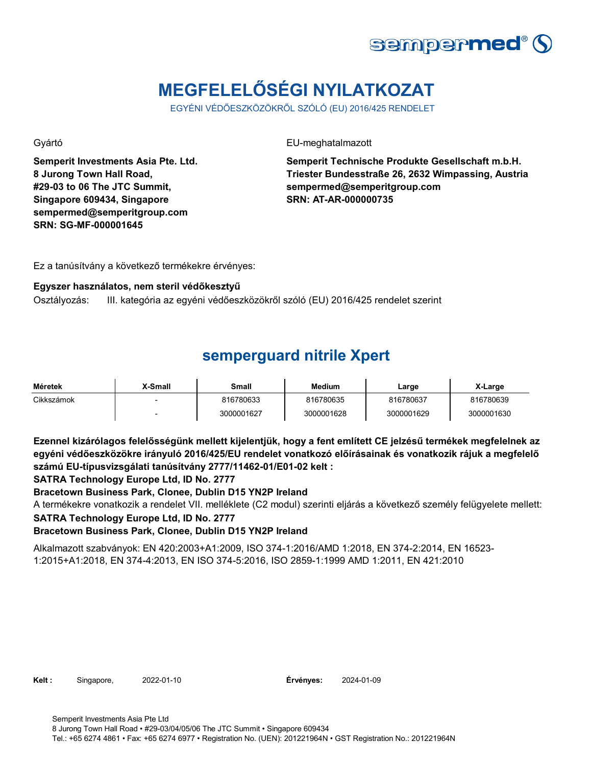# MEGFELELŐSÉGI NYILATKOZAT

EGYÉNI VÉDŐESZKÖZÖKRŐL SZÓLÓ (EU) 2016/425 RENDELET

Gyártó

**Semperit Investments Asia Pte. Ltd.**
**8 Jurong Town Hall Road,**
**#29-03 to 06 The JTC Summit,**
**Singapore 609434, Singapore**
**sempermed@semperitgroup.com**
**SRN: SG-MF-000001645**

EU-meghatalmazott

**Semperit Technische Produkte Gesellschaft m.b.H.**
**Triester Bundesstraße 26, 2632 Wimpassing, Austria**
**sempermed@semperitgroup.com**
**SRN: AT-AR-000000735**

Ez a tanúsítvány a következő termékekre érvényes:

**Egyszer használatos, nem steril védőkesztyű**

Osztályozás: III. kategória az egyéni védőeszközökről szóló (EU) 2016/425 rendelet szerint

## semperguard nitrile Xpert

| Méretek | X-Small | Small | Medium | Large | X-Large |
|---|---|---|---|---|---|
| Cikkszámok | - | 816780633 | 816780635 | 816780637 | 816780639 |
| | - | 3000001627 | 3000001628 | 3000001629 | 3000001630 |

**Ezennel kizárólagos felelősségünk mellett kijelentjük, hogy a fent említett CE jelzésű termékek megfelelnek az egyéni védőeszközökre irányuló 2016/425/EU rendelet vonatkozó előírásainak és vonatkozik rájuk a megfelelő számú EU-típusvizsgálati tanúsítvány 2777/11462-01/E01-02 kelt :**

**SATRA Technology Europe Ltd, ID No. 2777**

**Bracetown Business Park, Clonee, Dublin D15 YN2P Ireland**

A termékekre vonatkozik a rendelet VII. melléklete (C2 modul) szerinti eljárás a következő személy felügyelete mellett:

**SATRA Technology Europe Ltd, ID No. 2777**

**Bracetown Business Park, Clonee, Dublin D15 YN2P Ireland**

Alkalmazott szabványok: EN 420:2003+A1:2009, ISO 374-1:2016/AMD 1:2018, EN 374-2:2014, EN 16523-1:2015+A1:2018, EN 374-4:2013, EN ISO 374-5:2016, ISO 2859-1:1999 AMD 1:2011, EN 421:2010

**Kelt :** Singapore, 2022-01-10 **Érvényes:** 2024-01-09

Semperit Investments Asia Pte Ltd
8 Jurong Town Hall Road • #29-03/04/05/06 The JTC Summit • Singapore 609434
Tel.: +65 6274 4861 • Fax: +65 6274 6977 • Registration No. (UEN): 201221964N • GST Registration No.: 201221964N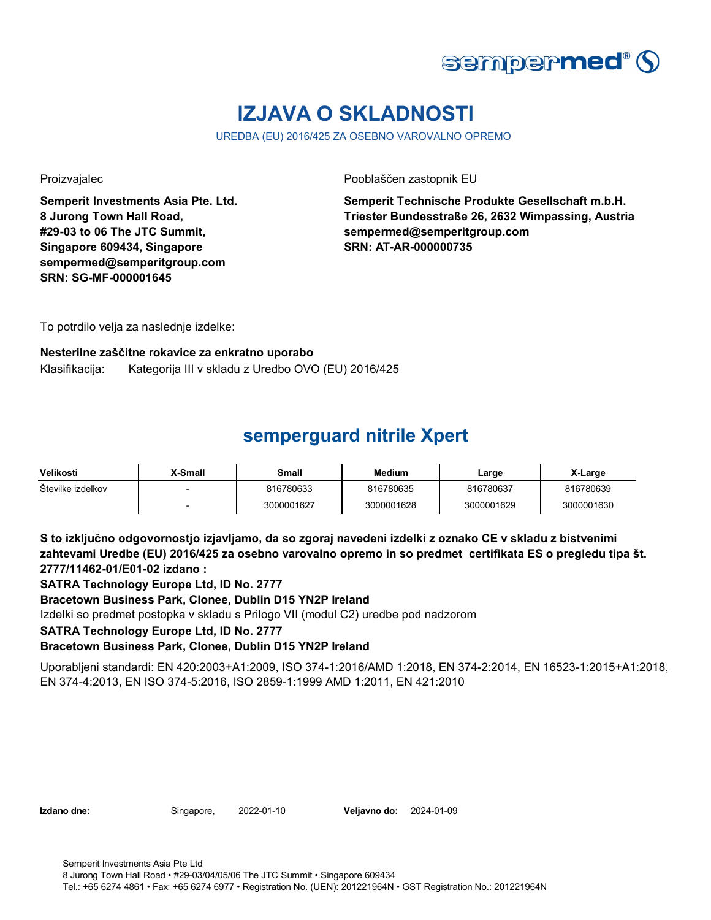# IZJAVA O SKLADNOSTI

UREDBA (EU) 2016/425 ZA OSEBNO VAROVALNO OPREMO

Proizvajalec

**Semperit Investments Asia Pte. Ltd.**
**8 Jurong Town Hall Road,**
**#29-03 to 06 The JTC Summit,**
**Singapore 609434, Singapore**
**sempermed@semperitgroup.com**
**SRN: SG-MF-000001645**

Pooblaščen zastopnik EU

**Semperit Technische Produkte Gesellschaft m.b.H.**
**Triester Bundesstraße 26, 2632 Wimpassing, Austria**
**sempermed@semperitgroup.com**
**SRN: AT-AR-000000735**

To potrdilo velja za naslednje izdelke:

**Nesterilne zaščitne rokavice za enkratno uporabo**

Klasifikacija: Kategorija III v skladu z Uredbo OVO (EU) 2016/425

## semperguard nitrile Xpert

| Velikosti | X-Small | Small | Medium | Large | X-Large |
| --- | --- | --- | --- | --- | --- |
| Številke izdelkov | - | 816780633 | 816780635 | 816780637 | 816780639 |
| | - | 3000001627 | 3000001628 | 3000001629 | 3000001630 |

**S to izključno odgovornostjo izjavljamo, da so zgoraj navedeni izdelki z oznako CE v skladu z bistvenimi zahtevami Uredbe (EU) 2016/425 za osebno varovalno opremo in so predmet certifikata ES o pregledu tipa št. 2777/11462-01/E01-02 izdano :**

**SATRA Technology Europe Ltd, ID No. 2777**

**Bracetown Business Park, Clonee, Dublin D15 YN2P Ireland**

Izdelki so predmet postopka v skladu s Prilogo VII (modul C2) uredbe pod nadzorom

**SATRA Technology Europe Ltd, ID No. 2777**

**Bracetown Business Park, Clonee, Dublin D15 YN2P Ireland**

Uporabljeni standardi: EN 420:2003+A1:2009, ISO 374-1:2016/AMD 1:2018, EN 374-2:2014, EN 16523-1:2015+A1:2018, EN 374-4:2013, EN ISO 374-5:2016, ISO 2859-1:1999 AMD 1:2011, EN 421:2010

**Izdano dne:** Singapore, 2022-01-10 **Veljavno do:** 2024-01-09

Semperit Investments Asia Pte Ltd
8 Jurong Town Hall Road • #29-03/04/05/06 The JTC Summit • Singapore 609434
Tel.: +65 6274 4861 • Fax: +65 6274 6977 • Registration No. (UEN): 201221964N • GST Registration No.: 201221964N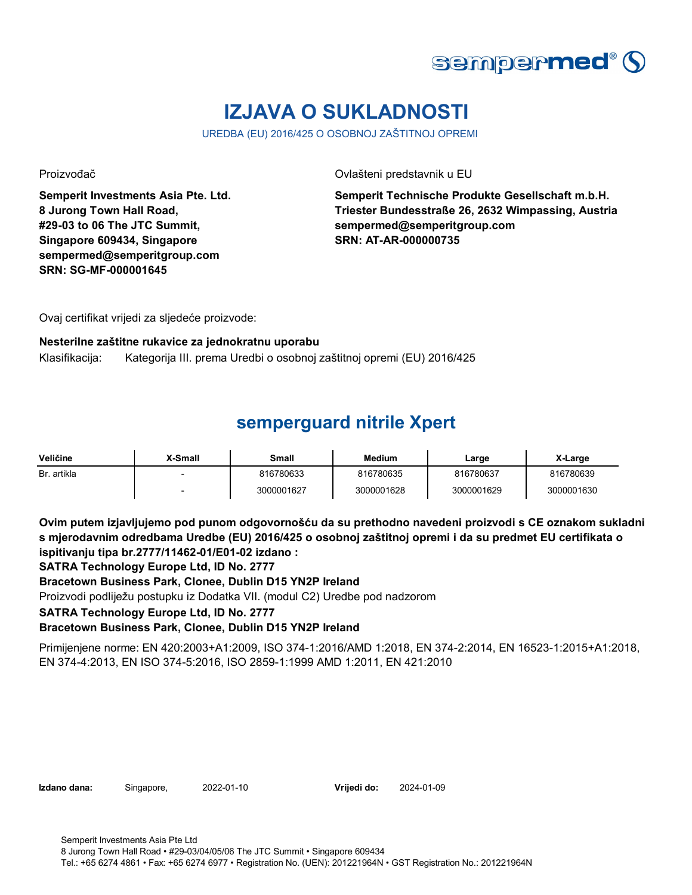# IZJAVA O SUKLADNOSTI

UREDBA (EU) 2016/425 O OSOBNOJ ZAŠTITNOJ OPREMI

Proizvođač

**Semperit Investments Asia Pte. Ltd.**
**8 Jurong Town Hall Road,**
**#29-03 to 06 The JTC Summit,**
**Singapore 609434, Singapore**
**sempermed@semperitgroup.com**
**SRN: SG-MF-000001645**

Ovlašteni predstavnik u EU

**Semperit Technische Produkte Gesellschaft m.b.H.**
**Triester Bundesstraße 26, 2632 Wimpassing, Austria**
**sempermed@semperitgroup.com**
**SRN: AT-AR-000000735**

Ovaj certifikat vrijedi za sljedeće proizvode:

**Nesterilne zaštitne rukavice za jednokratnu uporabu**

Klasifikacija: Kategorija III. prema Uredbi o osobnoj zaštitnoj opremi (EU) 2016/425

## semperguard nitrile Xpert

| Veličine | X-Small | Small | Medium | Large | X-Large |
|---|---|---|---|---|---|
| Br. artikla | - | 816780633 | 816780635 | 816780637 | 816780639 |
| | - | 3000001627 | 3000001628 | 3000001629 | 3000001630 |

**Ovim putem izjavljujemo pod punom odgovornošću da su prethodno navedeni proizvodi s CE oznakom sukladni s mjerodavnim odredbama Uredbe (EU) 2016/425 o osobnoj zaštitnoj opremi i da su predmet EU certifikata o ispitivanju tipa br.2777/11462-01/E01-02 izdano :**
**SATRA Technology Europe Ltd, ID No. 2777**
**Bracetown Business Park, Clonee, Dublin D15 YN2P Ireland**
Proizvodi podliježu postupku iz Dodatka VII. (modul C2) Uredbe pod nadzorom
**SATRA Technology Europe Ltd, ID No. 2777**
**Bracetown Business Park, Clonee, Dublin D15 YN2P Ireland**

Primijenjene norme: EN 420:2003+A1:2009, ISO 374-1:2016/AMD 1:2018, EN 374-2:2014, EN 16523-1:2015+A1:2018, EN 374-4:2013, EN ISO 374-5:2016, ISO 2859-1:1999 AMD 1:2011, EN 421:2010

**Izdano dana:** Singapore, 2022-01-10 **Vrijedi do:** 2024-01-09

Semperit Investments Asia Pte Ltd
8 Jurong Town Hall Road • #29-03/04/05/06 The JTC Summit • Singapore 609434
Tel.: +65 6274 4861 • Fax: +65 6274 6977 • Registration No. (UEN): 201221964N • GST Registration No.: 201221964N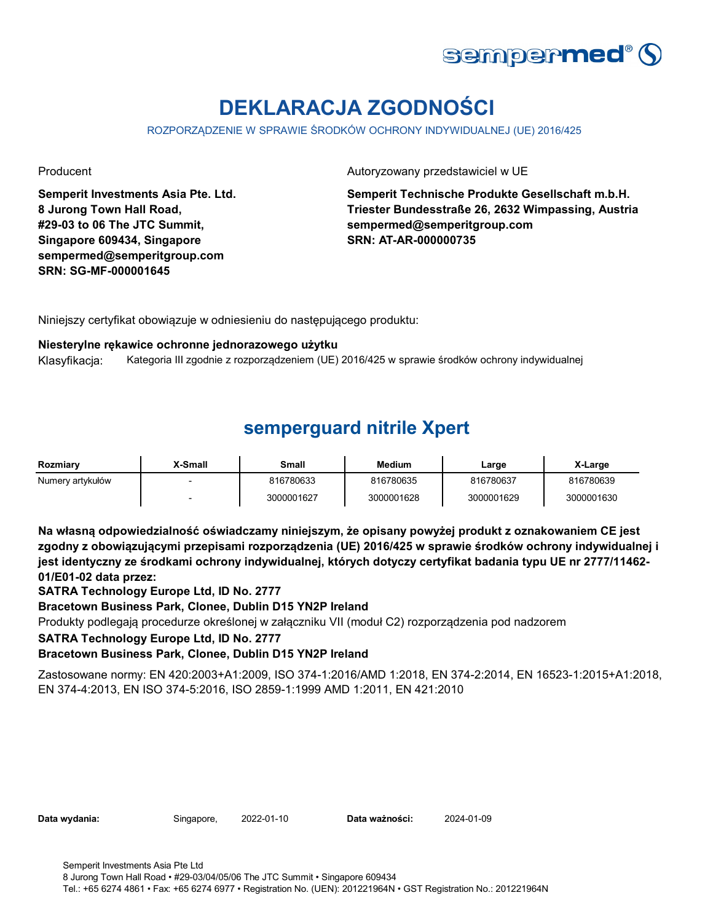# DEKLARACJA ZGODNOŚCI

ROZPORZĄDZENIE W SPRAWIE ŚRODKÓW OCHRONY INDYWIDUALNEJ (UE) 2016/425

Producent

**Semperit Investments Asia Pte. Ltd.**
**8 Jurong Town Hall Road,**
**#29-03 to 06 The JTC Summit,**
**Singapore 609434, Singapore**
**sempermed@semperitgroup.com**
**SRN: SG-MF-000001645**

Autoryzowany przedstawiciel w UE

**Semperit Technische Produkte Gesellschaft m.b.H.**
**Triester Bundesstraße 26, 2632 Wimpassing, Austria**
**sempermed@semperitgroup.com**
**SRN: AT-AR-000000735**

Niniejszy certyfikat obowiązuje w odniesieniu do następującego produktu:

**Niesterylne rękawice ochronne jednorazowego użytku**

Klasyfikacja: Kategoria III zgodnie z rozporządzeniem (UE) 2016/425 w sprawie środków ochrony indywidualnej

## semperguard nitrile Xpert

| Rozmiary | X-Small | Small | Medium | Large | X-Large |
|---|---|---|---|---|---|
| Numery artykułów | - | 816780633 | 816780635 | 816780637 | 816780639 |
| | - | 3000001627 | 3000001628 | 3000001629 | 3000001630 |

**Na własną odpowiedzialność oświadczamy niniejszym, że opisany powyżej produkt z oznakowaniem CE jest zgodny z obowiązującymi przepisami rozporządzenia (UE) 2016/425 w sprawie środków ochrony indywidualnej i jest identyczny ze środkami ochrony indywidualnej, których dotyczy certyfikat badania typu UE nr 2777/11462-01/E01-02 data przez:**

**SATRA Technology Europe Ltd, ID No. 2777**

**Bracetown Business Park, Clonee, Dublin D15 YN2P Ireland**

Produkty podlegają procedurze określonej w załączniku VII (moduł C2) rozporządzenia pod nadzorem

**SATRA Technology Europe Ltd, ID No. 2777**

**Bracetown Business Park, Clonee, Dublin D15 YN2P Ireland**

Zastosowane normy: EN 420:2003+A1:2009, ISO 374-1:2016/AMD 1:2018, EN 374-2:2014, EN 16523-1:2015+A1:2018, EN 374-4:2013, EN ISO 374-5:2016, ISO 2859-1:1999 AMD 1:2011, EN 421:2010

**Data wydania:** Singapore, 2022-01-10 **Data ważności:** 2024-01-09

Semperit Investments Asia Pte Ltd
8 Jurong Town Hall Road • #29-03/04/05/06 The JTC Summit • Singapore 609434
Tel.: +65 6274 4861 • Fax: +65 6274 6977 • Registration No. (UEN): 201221964N • GST Registration No.: 201221964N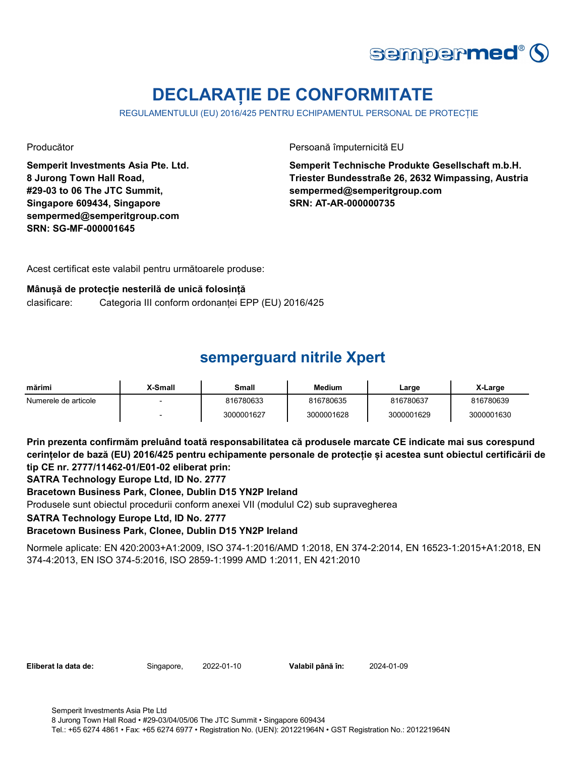# DECLARAȚIE DE CONFORMITATE

REGULAMENTULUI (EU) 2016/425 PENTRU ECHIPAMENTUL PERSONAL DE PROTECȚIE

Producător

**Semperit Investments Asia Pte. Ltd.**
**8 Jurong Town Hall Road,**
**#29-03 to 06 The JTC Summit,**
**Singapore 609434, Singapore**
**sempermed@semperitgroup.com**
**SRN: SG-MF-000001645**

Persoană împuternicită EU

**Semperit Technische Produkte Gesellschaft m.b.H.**
**Triester Bundesstraße 26, 2632 Wimpassing, Austria**
**sempermed@semperitgroup.com**
**SRN: AT-AR-000000735**

Acest certificat este valabil pentru următoarele produse:

**Mânușă de protecție nesterilă de unică folosință**

clasificare: Categoria III conform ordonanței EPP (EU) 2016/425

## semperguard nitrile Xpert

| mărimi | X-Small | Small | Medium | Large | X-Large |
|---|---|---|---|---|---|
| Numerele de articole | - | 816780633 | 816780635 | 816780637 | 816780639 |
| | - | 3000001627 | 3000001628 | 3000001629 | 3000001630 |

**Prin prezenta confirmăm preluând toată responsabilitatea că produsele marcate CE indicate mai sus corespund cerințelor de bază (EU) 2016/425 pentru echipamente personale de protecție și acestea sunt obiectul certificării de tip CE nr. 2777/11462-01/E01-02 eliberat prin:**

**SATRA Technology Europe Ltd, ID No. 2777**

**Bracetown Business Park, Clonee, Dublin D15 YN2P Ireland**

Produsele sunt obiectul procedurii conform anexei VII (modulul C2) sub supravegherea

**SATRA Technology Europe Ltd, ID No. 2777**

**Bracetown Business Park, Clonee, Dublin D15 YN2P Ireland**

Normele aplicate: EN 420:2003+A1:2009, ISO 374-1:2016/AMD 1:2018, EN 374-2:2014, EN 16523-1:2015+A1:2018, EN 374-4:2013, EN ISO 374-5:2016, ISO 2859-1:1999 AMD 1:2011, EN 421:2010

**Eliberat la data de:** Singapore, 2022-01-10 **Valabil până în:** 2024-01-09

Semperit Investments Asia Pte Ltd
8 Jurong Town Hall Road • #29-03/04/05/06 The JTC Summit • Singapore 609434
Tel.: +65 6274 4861 • Fax: +65 6274 6977 • Registration No. (UEN): 201221964N • GST Registration No.: 201221964N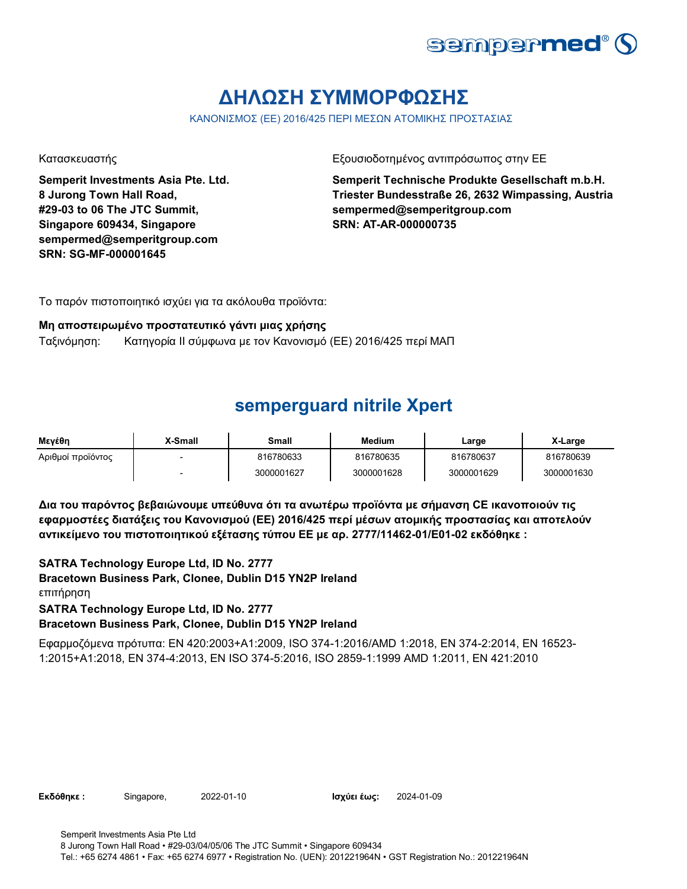# ΔΗΛΩΣΗ ΣΥΜΜΟΡΦΩΣΗΣ

ΚΑΝΟΝΙΣΜΟΣ (ΕΕ) 2016/425 ΠΕΡΙ ΜΕΣΩΝ ΑΤΟΜΙΚΗΣ ΠΡΟΣΤΑΣΙΑΣ

Κατασκευαστής

**Semperit Investments Asia Pte. Ltd.**
**8 Jurong Town Hall Road,**
**#29-03 to 06 The JTC Summit,**
**Singapore 609434, Singapore**
**sempermed@semperitgroup.com**
**SRN: SG-MF-000001645**

Εξουσιοδοτημένος αντιπρόσωπος στην ΕΕ

**Semperit Technische Produkte Gesellschaft m.b.H.**
**Triester Bundesstraße 26, 2632 Wimpassing, Austria**
**sempermed@semperitgroup.com**
**SRN: AT-AR-000000735**

Το παρόν πιστοποιητικό ισχύει για τα ακόλουθα προϊόντα:

**Μη αποστειρωμένο προστατευτικό γάντι μιας χρήσης**

Ταξινόμηση: Κατηγορία II σύμφωνα με τον Κανονισμό (ΕΕ) 2016/425 περί ΜΑΠ

## semperguard nitrile Xpert

| Μεγέθη | X-Small | Small | Medium | Large | X-Large |
|---|---|---|---|---|---|
| Αριθμοί προϊόντος | - | 816780633 | 816780635 | 816780637 | 816780639 |
| | - | 3000001627 | 3000001628 | 3000001629 | 3000001630 |

**Δια του παρόντος βεβαιώνουμε υπεύθυνα ότι τα ανωτέρω προϊόντα με σήμανση CE ικανοποιούν τις εφαρμοστέες διατάξεις του Κανονισμού (ΕΕ) 2016/425 περί μέσων ατομικής προστασίας και αποτελούν αντικείμενο του πιστοποιητικού εξέτασης τύπου ΕΕ με αρ. 2777/11462-01/E01-02 εκδόθηκε :**

**SATRA Technology Europe Ltd, ID No. 2777**
**Bracetown Business Park, Clonee, Dublin D15 YN2P Ireland**
επιτήρηση
**SATRA Technology Europe Ltd, ID No. 2777**
**Bracetown Business Park, Clonee, Dublin D15 YN2P Ireland**

Εφαρμοζόμενα πρότυπα: EN 420:2003+A1:2009, ISO 374-1:2016/AMD 1:2018, EN 374-2:2014, EN 16523-1:2015+A1:2018, EN 374-4:2013, EN ISO 374-5:2016, ISO 2859-1:1999 AMD 1:2011, EN 421:2010

**Εκδόθηκε :** Singapore, 2022-01-10 **Ισχύει έως:** 2024-01-09

Semperit Investments Asia Pte Ltd
8 Jurong Town Hall Road • #29-03/04/05/06 The JTC Summit • Singapore 609434
Tel.: +65 6274 4861 • Fax: +65 6274 6977 • Registration No. (UEN): 201221964N • GST Registration No.: 201221964N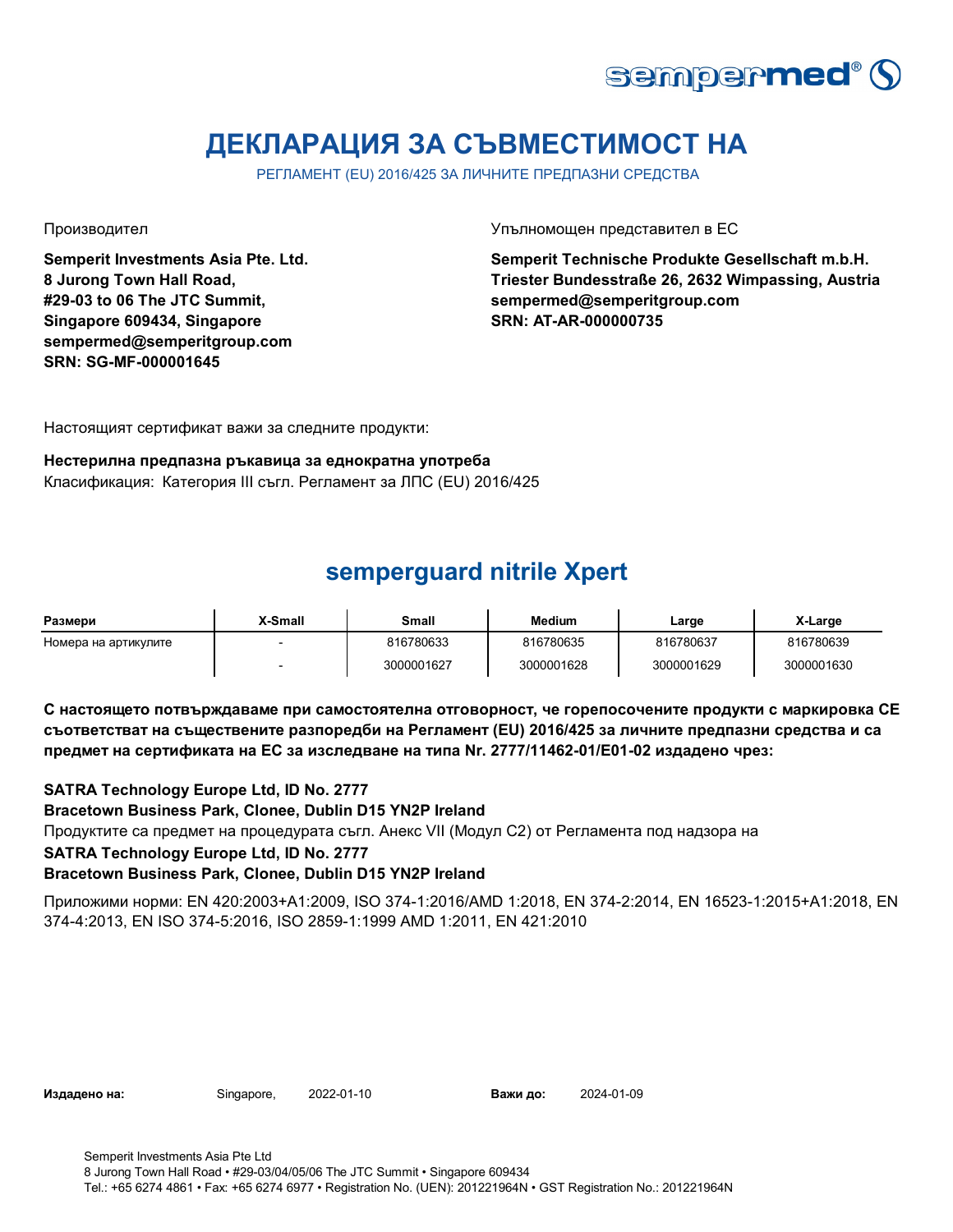# ДЕКЛАРАЦИЯ ЗА СЪВМЕСТИМОСТ НА

РЕГЛАМЕНТ (EU) 2016/425 ЗА ЛИЧНИТЕ ПРЕДПАЗНИ СРЕДСТВА

Производител

**Semperit Investments Asia Pte. Ltd.**
**8 Jurong Town Hall Road,**
**#29-03 to 06 The JTC Summit,**
**Singapore 609434, Singapore**
**sempermed@semperitgroup.com**
**SRN: SG-MF-000001645**

Упълномощен представител в ЕС

**Semperit Technische Produkte Gesellschaft m.b.H.**
**Triester Bundesstraße 26, 2632 Wimpassing, Austria**
**sempermed@semperitgroup.com**
**SRN: AT-AR-000000735**

Настоящият сертификат важи за следните продукти:

**Нестерилна предпазна ръкавица за еднократна употреба**
Класификация: Категория III съгл. Регламент за ЛПС (EU) 2016/425

## semperguard nitrile Xpert

| Размери | X-Small | Small | Medium | Large | X-Large |
|---|---|---|---|---|---|
| Номера на артикулите | - | 816780633 | 816780635 | 816780637 | 816780639 |
| | - | 3000001627 | 3000001628 | 3000001629 | 3000001630 |

**С настоящето потвърждаваме при самостоятелна отговорност, че горепосочените продукти с маркировка CE съответстват на съществените разпоредби на Регламент (EU) 2016/425 за личните предпазни средства и са предмет на сертификата на ЕС за изследване на типа Nr. 2777/11462-01/E01-02 издадено чрез:**

**SATRA Technology Europe Ltd, ID No. 2777**
**Bracetown Business Park, Clonee, Dublin D15 YN2P Ireland**
Продуктите са предмет на процедурата съгл. Анекс VII (Модул C2) от Регламента под надзора на
**SATRA Technology Europe Ltd, ID No. 2777**
**Bracetown Business Park, Clonee, Dublin D15 YN2P Ireland**

Приложими норми: EN 420:2003+A1:2009, ISO 374-1:2016/AMD 1:2018, EN 374-2:2014, EN 16523-1:2015+A1:2018, EN 374-4:2013, EN ISO 374-5:2016, ISO 2859-1:1999 AMD 1:2011, EN 421:2010

**Издадено на:** Singapore, 2022-01-10 **Важи до:** 2024-01-09

Semperit Investments Asia Pte Ltd
8 Jurong Town Hall Road • #29-03/04/05/06 The JTC Summit • Singapore 609434
Tel.: +65 6274 4861 • Fax: +65 6274 6977 • Registration No. (UEN): 201221964N • GST Registration No.: 201221964N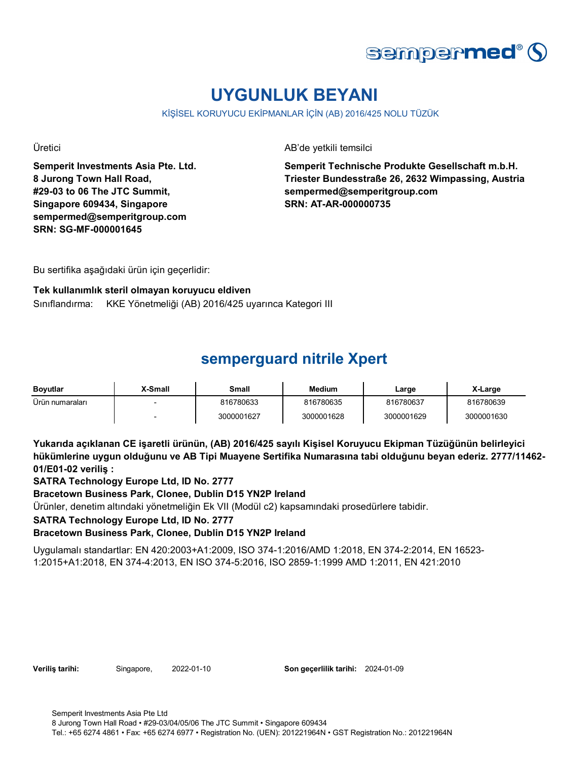# UYGUNLUK BEYANI

KİŞİSEL KORUYUCU EKİPMANLAR İÇİN (AB) 2016/425 NOLU TÜZÜK

Üretici

**Semperit Investments Asia Pte. Ltd.**
**8 Jurong Town Hall Road,**
**#29-03 to 06 The JTC Summit,**
**Singapore 609434, Singapore**
**sempermed@semperitgroup.com**
**SRN: SG-MF-000001645**

AB'de yetkili temsilci

**Semperit Technische Produkte Gesellschaft m.b.H.**
**Triester Bundesstraße 26, 2632 Wimpassing, Austria**
**sempermed@semperitgroup.com**
**SRN: AT-AR-000000735**

Bu sertifika aşağıdaki ürün için geçerlidir:

**Tek kullanımlık steril olmayan koruyucu eldiven**

Sınıflandırma: KKE Yönetmeliği (AB) 2016/425 uyarınca Kategori III

## semperguard nitrile Xpert

| Boyutlar | X-Small | Small | Medium | Large | X-Large |
|---|---|---|---|---|---|
| Ürün numaraları | - | 816780633 | 816780635 | 816780637 | 816780639 |
| | - | 3000001627 | 3000001628 | 3000001629 | 3000001630 |

**Yukarıda açıklanan CE işaretli ürünün, (AB) 2016/425 sayılı Kişisel Koruyucu Ekipman Tüzüğünün belirleyici hükümlerine uygun olduğunu ve AB Tipi Muayene Sertifika Numarasına tabi olduğunu beyan ederiz. 2777/11462-01/E01-02 veriliş :**

**SATRA Technology Europe Ltd, ID No. 2777**

**Bracetown Business Park, Clonee, Dublin D15 YN2P Ireland**

Ürünler, denetim altındaki yönetmeliğin Ek VII (Modül c2) kapsamındaki prosedürlere tabidir.

**SATRA Technology Europe Ltd, ID No. 2777**

**Bracetown Business Park, Clonee, Dublin D15 YN2P Ireland**

Uygulamalı standartlar: EN 420:2003+A1:2009, ISO 374-1:2016/AMD 1:2018, EN 374-2:2014, EN 16523-1:2015+A1:2018, EN 374-4:2013, EN ISO 374-5:2016, ISO 2859-1:1999 AMD 1:2011, EN 421:2010

**Veriliş tarihi:** Singapore, 2022-01-10 **Son geçerlilik tarihi:** 2024-01-09

Semperit Investments Asia Pte Ltd
8 Jurong Town Hall Road • #29-03/04/05/06 The JTC Summit • Singapore 609434
Tel.: +65 6274 4861 • Fax: +65 6274 6977 • Registration No. (UEN): 201221964N • GST Registration No.: 201221964N